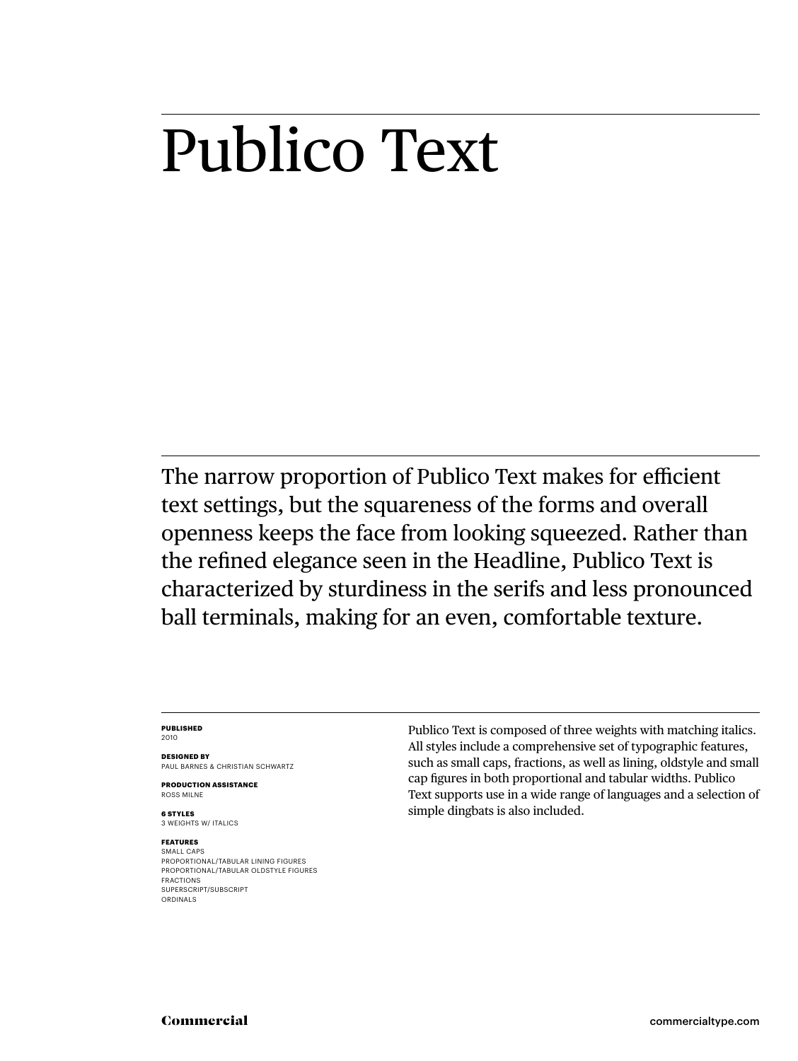# Publico Text

The narrow proportion of Publico Text makes for efficient text settings, but the squareness of the forms and overall openness keeps the face from looking squeezed. Rather than the refined elegance seen in the Headline, Publico Text is characterized by sturdiness in the serifs and less pronounced ball terminals, making for an even, comfortable texture.

**PUBLISHED**
2010

**DESIGNED BY**
PAUL BARNES & CHRISTIAN SCHWARTZ

**PRODUCTION ASSISTANCE**
ROSS MILNE

**6 STYLES**
3 WEIGHTS W/ ITALICS

**FEATURES**
SMALL CAPS
PROPORTIONAL/TABULAR LINING FIGURES
PROPORTIONAL/TABULAR OLDSTYLE FIGURES
FRACTIONS
SUPERSCRIPT/SUBSCRIPT
ORDINALS

Publico Text is composed of three weights with matching italics. All styles include a comprehensive set of typographic features, such as small caps, fractions, as well as lining, oldstyle and small cap figures in both proportional and tabular widths. Publico Text supports use in a wide range of languages and a selection of simple dingbats is also included.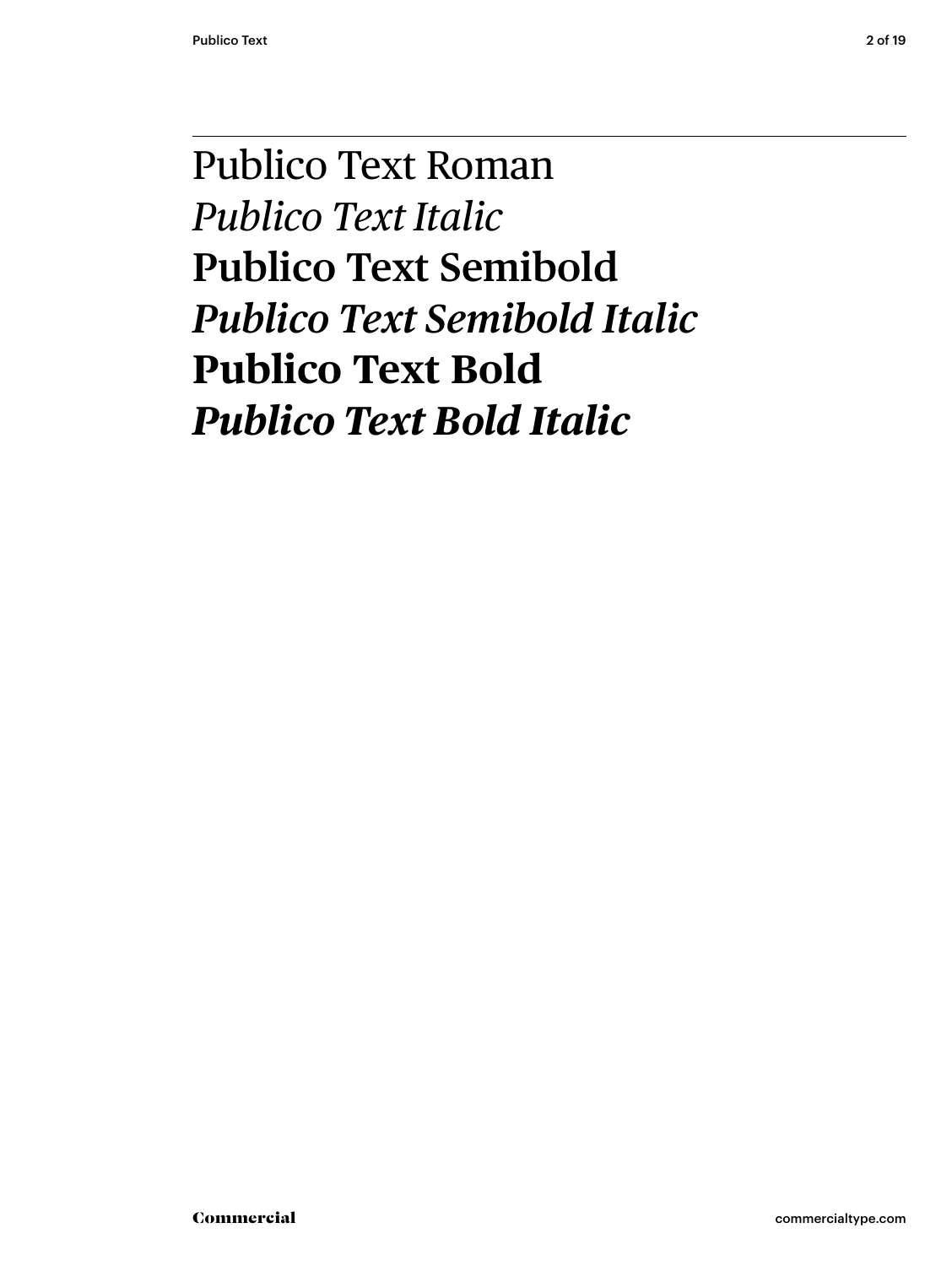Publico Text Roman

*Publico Text Italic*

**Publico Text Semibold**

***Publico Text Semibold Italic***

**Publico Text Bold**

***Publico Text Bold Italic***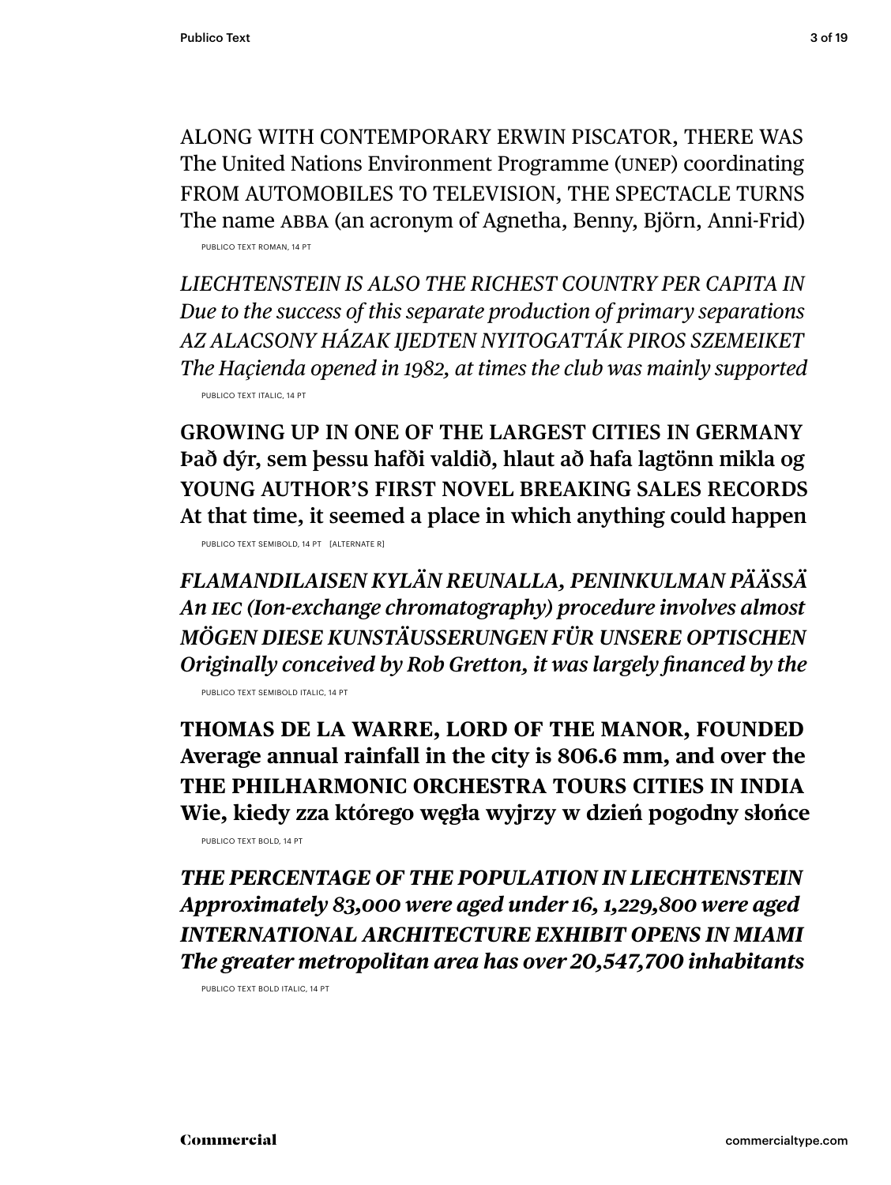ALONG WITH CONTEMPORARY ERWIN PISCATOR, THERE WAS
The United Nations Environment Programme (UNEP) coordinating
FROM AUTOMOBILES TO TELEVISION, THE SPECTACLE TURNS
The name ABBA (an acronym of Agnetha, Benny, Björn, Anni-Frid)

PUBLICO TEXT ROMAN, 14 PT

*LIECHTENSTEIN IS ALSO THE RICHEST COUNTRY PER CAPITA IN*
*Due to the success of this separate production of primary separations*
*AZ ALACSONY HÁZAK IJEDTEN NYITOGATTÁK PIROS SZEMEIKET*
*The Haçienda opened in 1982, at times the club was mainly supported*

PUBLICO TEXT ITALIC, 14 PT

**GROWING UP IN ONE OF THE LARGEST CITIES IN GERMANY**
**Það dýr, sem þessu hafði valdið, hlaut að hafa lagtönn mikla og**
**YOUNG AUTHOR'S FIRST NOVEL BREAKING SALES RECORDS**
**At that time, it seemed a place in which anything could happen**

PUBLICO TEXT SEMIBOLD, 14 PT [ALTERNATE R]

***FLAMANDILAISEN KYLÄN REUNALLA, PENINKULMAN PÄÄSSÄ***
***An IEC (Ion-exchange chromatography) procedure involves almost***
***MÖGEN DIESE KUNSTÄUSSERUNGEN FÜR UNSERE OPTISCHEN***
***Originally conceived by Rob Gretton, it was largely financed by the***

PUBLICO TEXT SEMIBOLD ITALIC, 14 PT

**THOMAS DE LA WARRE, LORD OF THE MANOR, FOUNDED**
**Average annual rainfall in the city is 806.6 mm, and over the**
**THE PHILHARMONIC ORCHESTRA TOURS CITIES IN INDIA**
**Wie, kiedy zza którego węgła wyjrzy w dzień pogodny słońce**

PUBLICO TEXT BOLD, 14 PT

***THE PERCENTAGE OF THE POPULATION IN LIECHTENSTEIN***
***Approximately 83,000 were aged under 16, 1,229,800 were aged***
***INTERNATIONAL ARCHITECTURE EXHIBIT OPENS IN MIAMI***
***The greater metropolitan area has over 20,547,700 inhabitants***

PUBLICO TEXT BOLD ITALIC, 14 PT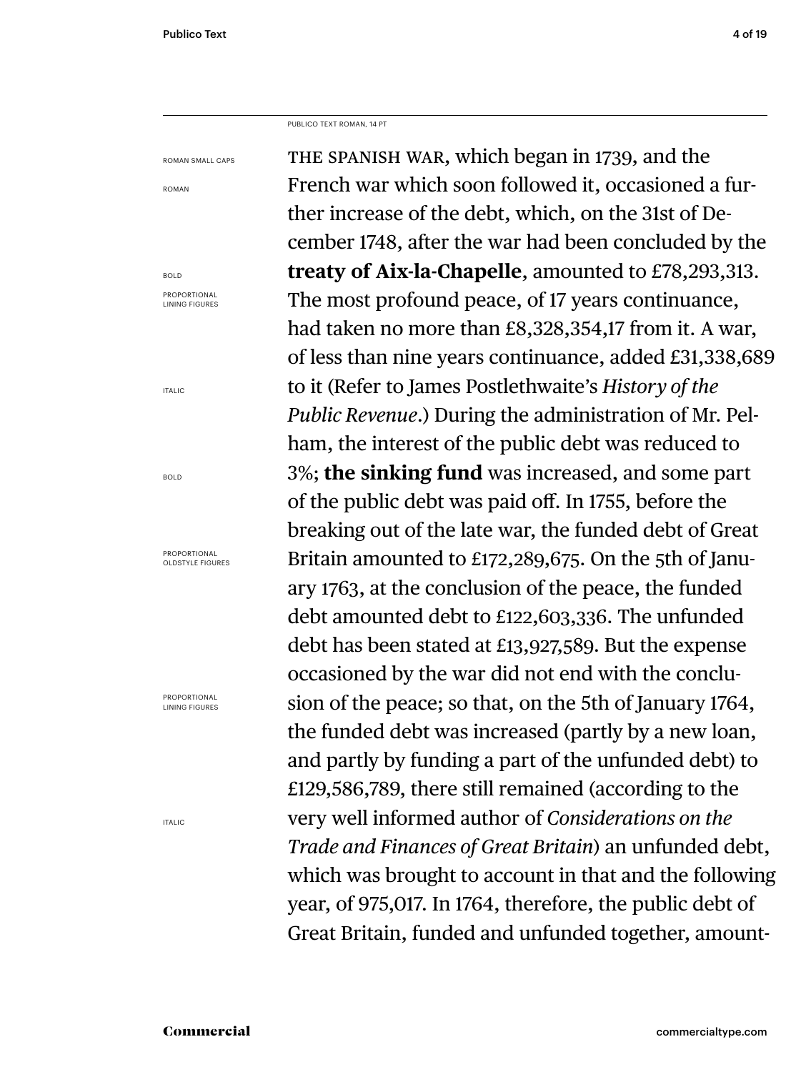PUBLICO TEXT ROMAN, 14 PT

ROMAN SMALL CAPS

ROMAN

BOLD

PROPORTIONAL LINING FIGURES

ITALIC

BOLD

PROPORTIONAL OLDSTYLE FIGURES

PROPORTIONAL LINING FIGURES

ITALIC

THE SPANISH WAR, which began in 1739, and the French war which soon followed it, occasioned a further increase of the debt, which, on the 31st of December 1748, after the war had been concluded by the **treaty of Aix-la-Chapelle**, amounted to £78,293,313. The most profound peace, of 17 years continuance, had taken no more than £8,328,354,17 from it. A war, of less than nine years continuance, added £31,338,689 to it (Refer to James Postlethwaite's *History of the Public Revenue*.) During the administration of Mr. Pelham, the interest of the public debt was reduced to 3%; **the sinking fund** was increased, and some part of the public debt was paid off. In 1755, before the breaking out of the late war, the funded debt of Great Britain amounted to £172,289,675. On the 5th of January 1763, at the conclusion of the peace, the funded debt amounted debt to £122,603,336. The unfunded debt has been stated at £13,927,589. But the expense occasioned by the war did not end with the conclusion of the peace; so that, on the 5th of January 1764, the funded debt was increased (partly by a new loan, and partly by funding a part of the unfunded debt) to £129,586,789, there still remained (according to the very well informed author of *Considerations on the Trade and Finances of Great Britain*) an unfunded debt, which was brought to account in that and the following year, of 975,017. In 1764, therefore, the public debt of Great Britain, funded and unfunded together, amount-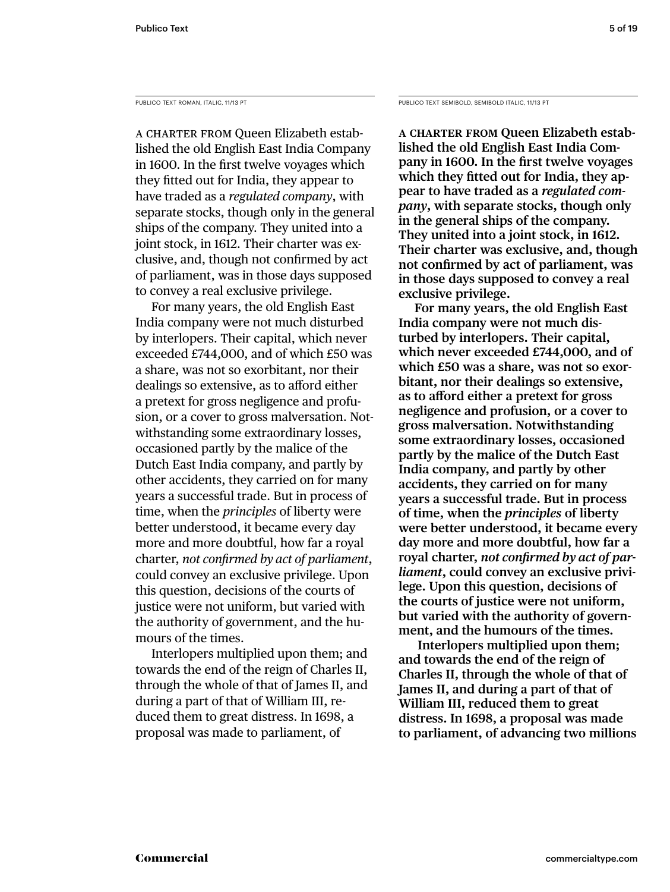PUBLICO TEXT ROMAN, ITALIC, 11/13 PT

A CHARTER FROM Queen Elizabeth established the old English East India Company in 1600. In the first twelve voyages which they fitted out for India, they appear to have traded as a *regulated company*, with separate stocks, though only in the general ships of the company. They united into a joint stock, in 1612. Their charter was exclusive, and, though not confirmed by act of parliament, was in those days supposed to convey a real exclusive privilege.

For many years, the old English East India company were not much disturbed by interlopers. Their capital, which never exceeded £744,000, and of which £50 was a share, was not so exorbitant, nor their dealings so extensive, as to afford either a pretext for gross negligence and profusion, or a cover to gross malversation. Notwithstanding some extraordinary losses, occasioned partly by the malice of the Dutch East India company, and partly by other accidents, they carried on for many years a successful trade. But in process of time, when the *principles* of liberty were better understood, it became every day more and more doubtful, how far a royal charter, *not confirmed by act of parliament*, could convey an exclusive privilege. Upon this question, decisions of the courts of justice were not uniform, but varied with the authority of government, and the humours of the times.

Interlopers multiplied upon them; and towards the end of the reign of Charles II, through the whole of that of James II, and during a part of that of William III, reduced them to great distress. In 1698, a proposal was made to parliament, of

PUBLICO TEXT SEMIBOLD, SEMIBOLD ITALIC, 11/13 PT

**A CHARTER FROM Queen Elizabeth established the old English East India Company in 1600. In the first twelve voyages which they fitted out for India, they appear to have traded as a *regulated company*, with separate stocks, though only in the general ships of the company. They united into a joint stock, in 1612. Their charter was exclusive, and, though not confirmed by act of parliament, was in those days supposed to convey a real exclusive privilege.**

**For many years, the old English East India company were not much disturbed by interlopers. Their capital, which never exceeded £744,000, and of which £50 was a share, was not so exorbitant, nor their dealings so extensive, as to afford either a pretext for gross negligence and profusion, or a cover to gross malversation. Notwithstanding some extraordinary losses, occasioned partly by the malice of the Dutch East India company, and partly by other accidents, they carried on for many years a successful trade. But in process of time, when the *principles* of liberty were better understood, it became every day more and more doubtful, how far a royal charter, *not confirmed by act of parliament*, could convey an exclusive privilege. Upon this question, decisions of the courts of justice were not uniform, but varied with the authority of government, and the humours of the times.**

**Interlopers multiplied upon them; and towards the end of the reign of Charles II, through the whole of that of James II, and during a part of that of William III, reduced them to great distress. In 1698, a proposal was made to parliament, of advancing two millions**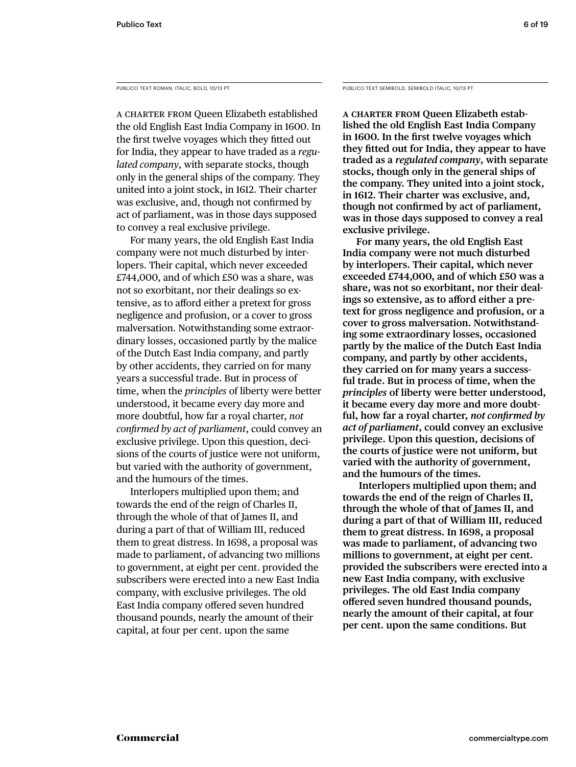PUBLICO TEXT ROMAN, ITALIC, BOLD, 10/13 PT

A CHARTER FROM Queen Elizabeth established the old English East India Company in 1600. In the first twelve voyages which they fitted out for India, they appear to have traded as a *regulated company*, with separate stocks, though only in the general ships of the company. They united into a joint stock, in 1612. Their charter was exclusive, and, though not confirmed by act of parliament, was in those days supposed to convey a real exclusive privilege.

For many years, the old English East India company were not much disturbed by interlopers. Their capital, which never exceeded £744,000, and of which £50 was a share, was not so exorbitant, nor their dealings so extensive, as to afford either a pretext for gross negligence and profusion, or a cover to gross malversation. Notwithstanding some extraordinary losses, occasioned partly by the malice of the Dutch East India company, and partly by other accidents, they carried on for many years a successful trade. But in process of time, when the *principles* of liberty were better understood, it became every day more and more doubtful, how far a royal charter, *not confirmed by act of parliament*, could convey an exclusive privilege. Upon this question, decisions of the courts of justice were not uniform, but varied with the authority of government, and the humours of the times.

Interlopers multiplied upon them; and towards the end of the reign of Charles II, through the whole of that of James II, and during a part of that of William III, reduced them to great distress. In 1698, a proposal was made to parliament, of advancing two millions to government, at eight per cent. provided the subscribers were erected into a new East India company, with exclusive privileges. The old East India company offered seven hundred thousand pounds, nearly the amount of their capital, at four per cent. upon the same

PUBLICO TEXT SEMIBOLD, SEMIBOLD ITALIC, 10/13 PT

**A CHARTER FROM Queen Elizabeth established the old English East India Company in 1600. In the first twelve voyages which they fitted out for India, they appear to have traded as a *regulated company*, with separate stocks, though only in the general ships of the company. They united into a joint stock, in 1612. Their charter was exclusive, and, though not confirmed by act of parliament, was in those days supposed to convey a real exclusive privilege.**

**For many years, the old English East India company were not much disturbed by interlopers. Their capital, which never exceeded £744,000, and of which £50 was a share, was not so exorbitant, nor their dealings so extensive, as to afford either a pretext for gross negligence and profusion, or a cover to gross malversation. Notwithstanding some extraordinary losses, occasioned partly by the malice of the Dutch East India company, and partly by other accidents, they carried on for many years a successful trade. But in process of time, when the *principles* of liberty were better understood, it became every day more and more doubtful, how far a royal charter, *not confirmed by act of parliament*, could convey an exclusive privilege. Upon this question, decisions of the courts of justice were not uniform, but varied with the authority of government, and the humours of the times.**

**Interlopers multiplied upon them; and towards the end of the reign of Charles II, through the whole of that of James II, and during a part of that of William III, reduced them to great distress. In 1698, a proposal was made to parliament, of advancing two millions to government, at eight per cent. provided the subscribers were erected into a new East India company, with exclusive privileges. The old East India company offered seven hundred thousand pounds, nearly the amount of their capital, at four per cent. upon the same conditions. But**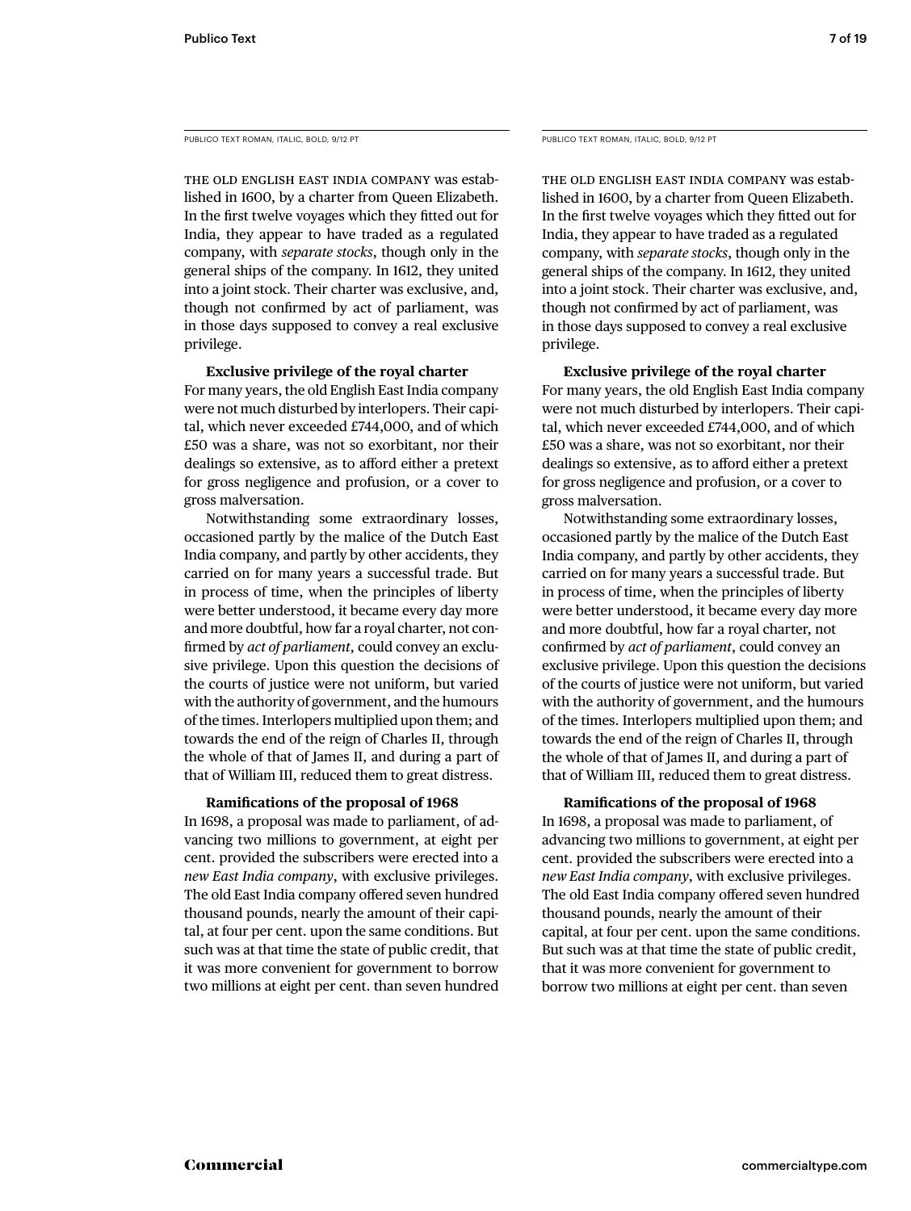PUBLICO TEXT ROMAN, ITALIC, BOLD, 9/12 PT

THE OLD ENGLISH EAST INDIA COMPANY was established in 1600, by a charter from Queen Elizabeth. In the first twelve voyages which they fitted out for India, they appear to have traded as a regulated company, with *separate stocks*, though only in the general ships of the company. In 1612, they united into a joint stock. Their charter was exclusive, and, though not confirmed by act of parliament, was in those days supposed to convey a real exclusive privilege.

**Exclusive privilege of the royal charter**

For many years, the old English East India company were not much disturbed by interlopers. Their capital, which never exceeded £744,000, and of which £50 was a share, was not so exorbitant, nor their dealings so extensive, as to afford either a pretext for gross negligence and profusion, or a cover to gross malversation.

Notwithstanding some extraordinary losses, occasioned partly by the malice of the Dutch East India company, and partly by other accidents, they carried on for many years a successful trade. But in process of time, when the principles of liberty were better understood, it became every day more and more doubtful, how far a royal charter, not confirmed by *act of parliament*, could convey an exclusive privilege. Upon this question the decisions of the courts of justice were not uniform, but varied with the authority of government, and the humours of the times. Interlopers multiplied upon them; and towards the end of the reign of Charles II, through the whole of that of James II, and during a part of that of William III, reduced them to great distress.

**Ramifications of the proposal of 1968**

In 1698, a proposal was made to parliament, of advancing two millions to government, at eight per cent. provided the subscribers were erected into a *new East India company*, with exclusive privileges. The old East India company offered seven hundred thousand pounds, nearly the amount of their capital, at four per cent. upon the same conditions. But such was at that time the state of public credit, that it was more convenient for government to borrow two millions at eight per cent. than seven hundred

PUBLICO TEXT ROMAN, ITALIC, BOLD, 9/12 PT

THE OLD ENGLISH EAST INDIA COMPANY was established in 1600, by a charter from Queen Elizabeth. In the first twelve voyages which they fitted out for India, they appear to have traded as a regulated company, with *separate stocks*, though only in the general ships of the company. In 1612, they united into a joint stock. Their charter was exclusive, and, though not confirmed by act of parliament, was in those days supposed to convey a real exclusive privilege.

**Exclusive privilege of the royal charter**

For many years, the old English East India company were not much disturbed by interlopers. Their capital, which never exceeded £744,000, and of which £50 was a share, was not so exorbitant, nor their dealings so extensive, as to afford either a pretext for gross negligence and profusion, or a cover to gross malversation.

Notwithstanding some extraordinary losses, occasioned partly by the malice of the Dutch East India company, and partly by other accidents, they carried on for many years a successful trade. But in process of time, when the principles of liberty were better understood, it became every day more and more doubtful, how far a royal charter, not confirmed by *act of parliament*, could convey an exclusive privilege. Upon this question the decisions of the courts of justice were not uniform, but varied with the authority of government, and the humours of the times. Interlopers multiplied upon them; and towards the end of the reign of Charles II, through the whole of that of James II, and during a part of that of William III, reduced them to great distress.

**Ramifications of the proposal of 1968**

In 1698, a proposal was made to parliament, of advancing two millions to government, at eight per cent. provided the subscribers were erected into a *new East India company*, with exclusive privileges. The old East India company offered seven hundred thousand pounds, nearly the amount of their capital, at four per cent. upon the same conditions. But such was at that time the state of public credit, that it was more convenient for government to borrow two millions at eight per cent. than seven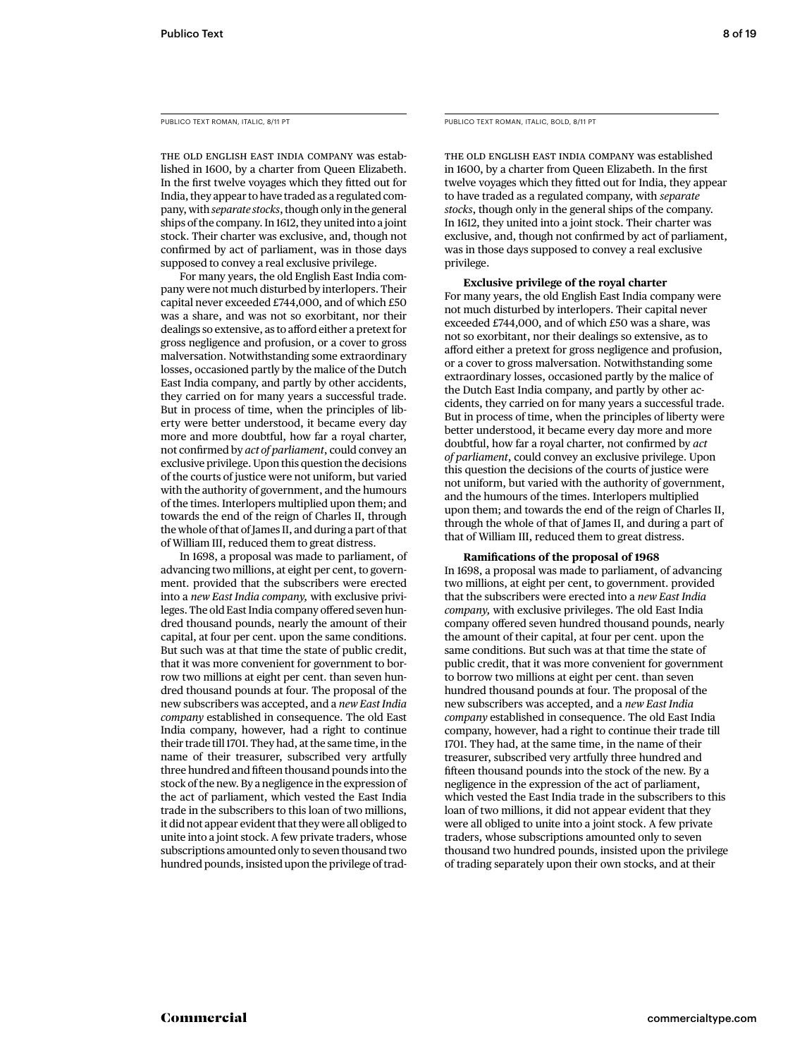PUBLICO TEXT ROMAN, ITALIC, 8/11 PT

THE OLD ENGLISH EAST INDIA COMPANY was established in 1600, by a charter from Queen Elizabeth. In the first twelve voyages which they fitted out for India, they appear to have traded as a regulated company, with *separate stocks*, though only in the general ships of the company. In 1612, they united into a joint stock. Their charter was exclusive, and, though not confirmed by act of parliament, was in those days supposed to convey a real exclusive privilege.

For many years, the old English East India company were not much disturbed by interlopers. Their capital never exceeded £744,000, and of which £50 was a share, and was not so exorbitant, nor their dealings so extensive, as to afford either a pretext for gross negligence and profusion, or a cover to gross malversation. Notwithstanding some extraordinary losses, occasioned partly by the malice of the Dutch East India company, and partly by other accidents, they carried on for many years a successful trade. But in process of time, when the principles of liberty were better understood, it became every day more and more doubtful, how far a royal charter, not confirmed by *act of parliament*, could convey an exclusive privilege. Upon this question the decisions of the courts of justice were not uniform, but varied with the authority of government, and the humours of the times. Interlopers multiplied upon them; and towards the end of the reign of Charles II, through the whole of that of James II, and during a part of that of William III, reduced them to great distress.

In 1698, a proposal was made to parliament, of advancing two millions, at eight per cent, to government. provided that the subscribers were erected into a *new East India company,* with exclusive privileges. The old East India company offered seven hundred thousand pounds, nearly the amount of their capital, at four per cent. upon the same conditions. But such was at that time the state of public credit, that it was more convenient for government to borrow two millions at eight per cent. than seven hundred thousand pounds at four. The proposal of the new subscribers was accepted, and a *new East India company* established in consequence. The old East India company, however, had a right to continue their trade till 1701. They had, at the same time, in the name of their treasurer, subscribed very artfully three hundred and fifteen thousand pounds into the stock of the new. By a negligence in the expression of the act of parliament, which vested the East India trade in the subscribers to this loan of two millions, it did not appear evident that they were all obliged to unite into a joint stock. A few private traders, whose subscriptions amounted only to seven thousand two hundred pounds, insisted upon the privilege of trad-

PUBLICO TEXT ROMAN, ITALIC, BOLD, 8/11 PT

THE OLD ENGLISH EAST INDIA COMPANY was established in 1600, by a charter from Queen Elizabeth. In the first twelve voyages which they fitted out for India, they appear to have traded as a regulated company, with *separate stocks*, though only in the general ships of the company. In 1612, they united into a joint stock. Their charter was exclusive, and, though not confirmed by act of parliament, was in those days supposed to convey a real exclusive privilege.

**Exclusive privilege of the royal charter**

For many years, the old English East India company were not much disturbed by interlopers. Their capital never exceeded £744,000, and of which £50 was a share, was not so exorbitant, nor their dealings so extensive, as to afford either a pretext for gross negligence and profusion, or a cover to gross malversation. Notwithstanding some extraordinary losses, occasioned partly by the malice of the Dutch East India company, and partly by other accidents, they carried on for many years a successful trade. But in process of time, when the principles of liberty were better understood, it became every day more and more doubtful, how far a royal charter, not confirmed by *act of parliament*, could convey an exclusive privilege. Upon this question the decisions of the courts of justice were not uniform, but varied with the authority of government, and the humours of the times. Interlopers multiplied upon them; and towards the end of the reign of Charles II, through the whole of that of James II, and during a part of that of William III, reduced them to great distress.

**Ramifications of the proposal of 1968**

In 1698, a proposal was made to parliament, of advancing two millions, at eight per cent, to government. provided that the subscribers were erected into a *new East India company,* with exclusive privileges. The old East India company offered seven hundred thousand pounds, nearly the amount of their capital, at four per cent. upon the same conditions. But such was at that time the state of public credit, that it was more convenient for government to borrow two millions at eight per cent. than seven hundred thousand pounds at four. The proposal of the new subscribers was accepted, and a *new East India company* established in consequence. The old East India company, however, had a right to continue their trade till 1701. They had, at the same time, in the name of their treasurer, subscribed very artfully three hundred and fifteen thousand pounds into the stock of the new. By a negligence in the expression of the act of parliament, which vested the East India trade in the subscribers to this loan of two millions, it did not appear evident that they were all obliged to unite into a joint stock. A few private traders, whose subscriptions amounted only to seven thousand two hundred pounds, insisted upon the privilege of trading separately upon their own stocks, and at their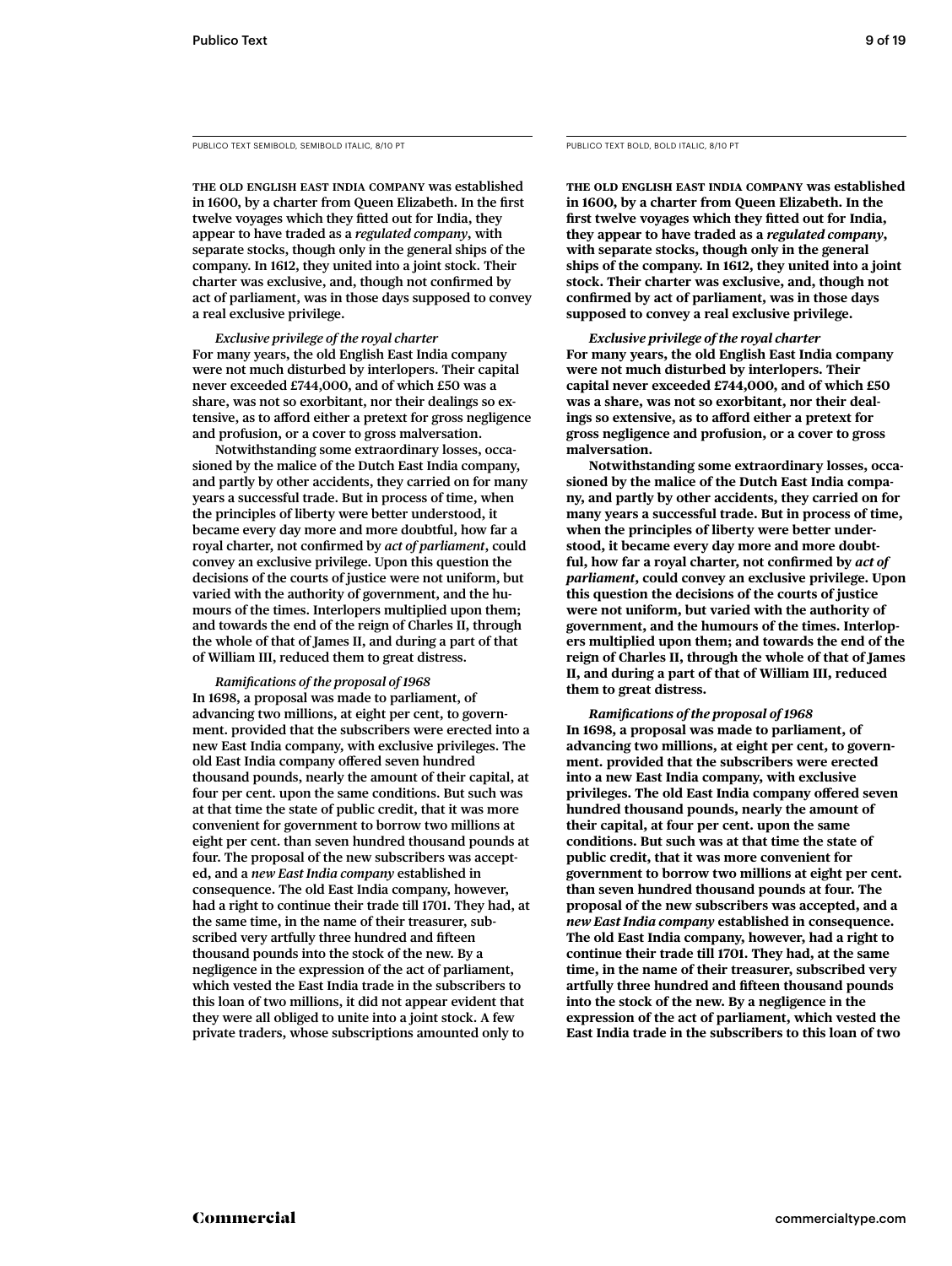PUBLICO TEXT SEMIBOLD, SEMIBOLD ITALIC, 8/10 PT

**THE OLD ENGLISH EAST INDIA COMPANY was established in 1600, by a charter from Queen Elizabeth. In the first twelve voyages which they fitted out for India, they appear to have traded as a *regulated company*, with separate stocks, though only in the general ships of the company. In 1612, they united into a joint stock. Their charter was exclusive, and, though not confirmed by act of parliament, was in those days supposed to convey a real exclusive privilege.**

***Exclusive privilege of the royal charter***
**For many years, the old English East India company were not much disturbed by interlopers. Their capital never exceeded £744,000, and of which £50 was a share, was not so exorbitant, nor their dealings so extensive, as to afford either a pretext for gross negligence and profusion, or a cover to gross malversation.**

**Notwithstanding some extraordinary losses, occasioned by the malice of the Dutch East India company, and partly by other accidents, they carried on for many years a successful trade. But in process of time, when the principles of liberty were better understood, it became every day more and more doubtful, how far a royal charter, not confirmed by *act of parliament*, could convey an exclusive privilege. Upon this question the decisions of the courts of justice were not uniform, but varied with the authority of government, and the humours of the times. Interlopers multiplied upon them; and towards the end of the reign of Charles II, through the whole of that of James II, and during a part of that of William III, reduced them to great distress.**

***Ramifications of the proposal of 1968***
**In 1698, a proposal was made to parliament, of advancing two millions, at eight per cent, to government. provided that the subscribers were erected into a new East India company, with exclusive privileges. The old East India company offered seven hundred thousand pounds, nearly the amount of their capital, at four per cent. upon the same conditions. But such was at that time the state of public credit, that it was more convenient for government to borrow two millions at eight per cent. than seven hundred thousand pounds at four. The proposal of the new subscribers was accepted, and a *new East India company* established in consequence. The old East India company, however, had a right to continue their trade till 1701. They had, at the same time, in the name of their treasurer, subscribed very artfully three hundred and fifteen thousand pounds into the stock of the new. By a negligence in the expression of the act of parliament, which vested the East India trade in the subscribers to this loan of two millions, it did not appear evident that they were all obliged to unite into a joint stock. A few private traders, whose subscriptions amounted only to**

PUBLICO TEXT BOLD, BOLD ITALIC, 8/10 PT

**THE OLD ENGLISH EAST INDIA COMPANY was established in 1600, by a charter from Queen Elizabeth. In the first twelve voyages which they fitted out for India, they appear to have traded as a *regulated company*, with separate stocks, though only in the general ships of the company. In 1612, they united into a joint stock. Their charter was exclusive, and, though not confirmed by act of parliament, was in those days supposed to convey a real exclusive privilege.**

***Exclusive privilege of the royal charter***
**For many years, the old English East India company were not much disturbed by interlopers. Their capital never exceeded £744,000, and of which £50 was a share, was not so exorbitant, nor their dealings so extensive, as to afford either a pretext for gross negligence and profusion, or a cover to gross malversation.**

**Notwithstanding some extraordinary losses, occasioned by the malice of the Dutch East India company, and partly by other accidents, they carried on for many years a successful trade. But in process of time, when the principles of liberty were better understood, it became every day more and more doubtful, how far a royal charter, not confirmed by *act of parliament*, could convey an exclusive privilege. Upon this question the decisions of the courts of justice were not uniform, but varied with the authority of government, and the humours of the times. Interlopers multiplied upon them; and towards the end of the reign of Charles II, through the whole of that of James II, and during a part of that of William III, reduced them to great distress.**

***Ramifications of the proposal of 1968***
**In 1698, a proposal was made to parliament, of advancing two millions, at eight per cent, to government. provided that the subscribers were erected into a new East India company, with exclusive privileges. The old East India company offered seven hundred thousand pounds, nearly the amount of their capital, at four per cent. upon the same conditions. But such was at that time the state of public credit, that it was more convenient for government to borrow two millions at eight per cent. than seven hundred thousand pounds at four. The proposal of the new subscribers was accepted, and a *new East India company* established in consequence. The old East India company, however, had a right to continue their trade till 1701. They had, at the same time, in the name of their treasurer, subscribed very artfully three hundred and fifteen thousand pounds into the stock of the new. By a negligence in the expression of the act of parliament, which vested the East India trade in the subscribers to this loan of two**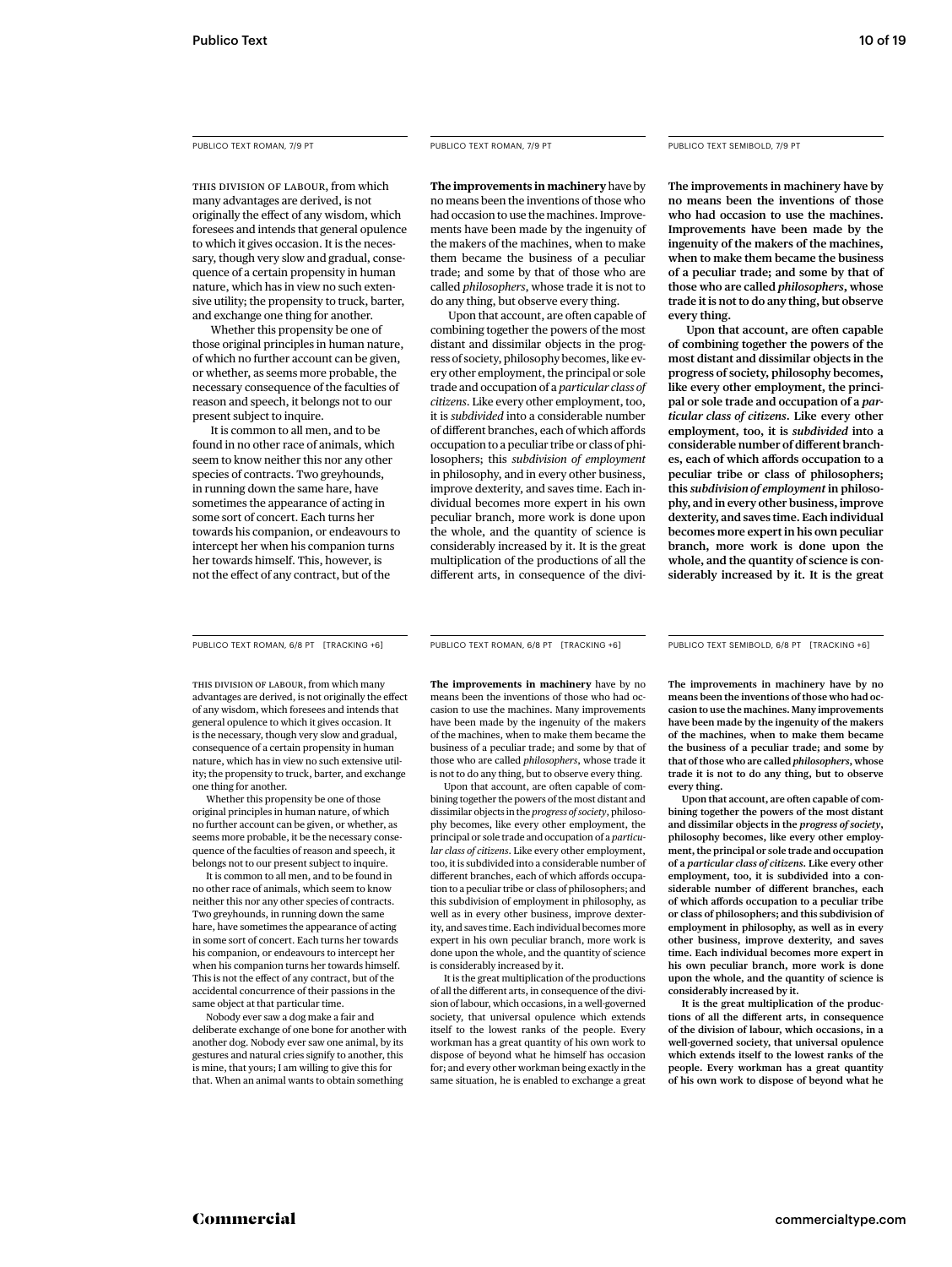PUBLICO TEXT ROMAN, 7/9 PT

THIS DIVISION OF LABOUR, from which many advantages are derived, is not originally the effect of any wisdom, which foresees and intends that general opulence to which it gives occasion. It is the necessary, though very slow and gradual, consequence of a certain propensity in human nature, which has in view no such extensive utility; the propensity to truck, barter, and exchange one thing for another.

Whether this propensity be one of those original principles in human nature, of which no further account can be given, or whether, as seems more probable, the necessary consequence of the faculties of reason and speech, it belongs not to our present subject to inquire.

It is common to all men, and to be found in no other race of animals, which seem to know neither this nor any other species of contracts. Two greyhounds, in running down the same hare, have sometimes the appearance of acting in some sort of concert. Each turns her towards his companion, or endeavours to intercept her when his companion turns her towards himself. This, however, is not the effect of any contract, but of the

PUBLICO TEXT ROMAN, 7/9 PT

**The improvements in machinery** have by no means been the inventions of those who had occasion to use the machines. Improvements have been made by the ingenuity of the makers of the machines, when to make them became the business of a peculiar trade; and some by that of those who are called *philosophers*, whose trade it is not to do any thing, but observe every thing.

Upon that account, are often capable of combining together the powers of the most distant and dissimilar objects in the progress of society, philosophy becomes, like every other employment, the principal or sole trade and occupation of a *particular class of citizens*. Like every other employment, too, it is *subdivided* into a considerable number of different branches, each of which affords occupation to a peculiar tribe or class of philosophers; this *subdivision of employment* in philosophy, and in every other business, improve dexterity, and saves time. Each individual becomes more expert in his own peculiar branch, more work is done upon the whole, and the quantity of science is considerably increased by it. It is the great multiplication of the productions of all the different arts, in consequence of the divi-

PUBLICO TEXT SEMIBOLD, 7/9 PT

**The improvements in machinery have by no means been the inventions of those who had occasion to use the machines. Improvements have been made by the ingenuity of the makers of the machines, when to make them became the business of a peculiar trade; and some by that of those who are called *philosophers*, whose trade it is not to do any thing, but observe every thing.**

**Upon that account, are often capable of combining together the powers of the most distant and dissimilar objects in the progress of society, philosophy becomes, like every other employment, the principal or sole trade and occupation of a *particular class of citizens*. Like every other employment, too, it is *subdivided* into a considerable number of different branches, each of which affords occupation to a peculiar tribe or class of philosophers; this *subdivision of employment* in philosophy, and in every other business, improve dexterity, and saves time. Each individual becomes more expert in his own peculiar branch, more work is done upon the whole, and the quantity of science is considerably increased by it. It is the great**

PUBLICO TEXT ROMAN, 6/8 PT [TRACKING +6]

THIS DIVISION OF LABOUR, from which many advantages are derived, is not originally the effect of any wisdom, which foresees and intends that general opulence to which it gives occasion. It is the necessary, though very slow and gradual, consequence of a certain propensity in human nature, which has in view no such extensive utility; the propensity to truck, barter, and exchange one thing for another.

Whether this propensity be one of those original principles in human nature, of which no further account can be given, or whether, as seems more probable, it be the necessary consequence of the faculties of reason and speech, it belongs not to our present subject to inquire.

It is common to all men, and to be found in no other race of animals, which seem to know neither this nor any other species of contracts. Two greyhounds, in running down the same hare, have sometimes the appearance of acting in some sort of concert. Each turns her towards his companion, or endeavours to intercept her when his companion turns her towards himself. This is not the effect of any contract, but of the accidental concurrence of their passions in the same object at that particular time.

Nobody ever saw a dog make a fair and deliberate exchange of one bone for another with another dog. Nobody ever saw one animal, by its gestures and natural cries signify to another, this is mine, that yours; I am willing to give this for that. When an animal wants to obtain something

PUBLICO TEXT ROMAN, 6/8 PT [TRACKING +6]

**The improvements in machinery** have by no means been the inventions of those who had occasion to use the machines. Many improvements have been made by the ingenuity of the makers of the machines, when to make them became the business of a peculiar trade; and some by that of those who are called *philosophers*, whose trade it is not to do any thing, but to observe every thing.

Upon that account, are often capable of combining together the powers of the most distant and dissimilar objects in the *progress of society*, philosophy becomes, like every other employment, the principal or sole trade and occupation of a *particular class of citizens*. Like every other employment, too, it is subdivided into a considerable number of different branches, each of which affords occupation to a peculiar tribe or class of philosophers; and this subdivision of employment in philosophy, as well as in every other business, improve dexterity, and saves time. Each individual becomes more expert in his own peculiar branch, more work is done upon the whole, and the quantity of science is considerably increased by it.

It is the great multiplication of the productions of all the different arts, in consequence of the division of labour, which occasions, in a well-governed society, that universal opulence which extends itself to the lowest ranks of the people. Every workman has a great quantity of his own work to dispose of beyond what he himself has occasion for; and every other workman being exactly in the same situation, he is enabled to exchange a great

PUBLICO TEXT SEMIBOLD, 6/8 PT [TRACKING +6]

**The improvements in machinery have by no means been the inventions of those who had occasion to use the machines. Many improvements have been made by the ingenuity of the makers of the machines, when to make them became the business of a peculiar trade; and some by that of those who are called *philosophers*, whose trade it is not to do any thing, but to observe every thing.**

**Upon that account, are often capable of combining together the powers of the most distant and dissimilar objects in the *progress of society*, philosophy becomes, like every other employment, the principal or sole trade and occupation of a *particular class of citizens*. Like every other employment, too, it is subdivided into a considerable number of different branches, each of which affords occupation to a peculiar tribe or class of philosophers; and this subdivision of employment in philosophy, as well as in every other business, improve dexterity, and saves time. Each individual becomes more expert in his own peculiar branch, more work is done upon the whole, and the quantity of science is considerably increased by it.**

**It is the great multiplication of the productions of all the different arts, in consequence of the division of labour, which occasions, in a well-governed society, that universal opulence which extends itself to the lowest ranks of the people. Every workman has a great quantity of his own work to dispose of beyond what he**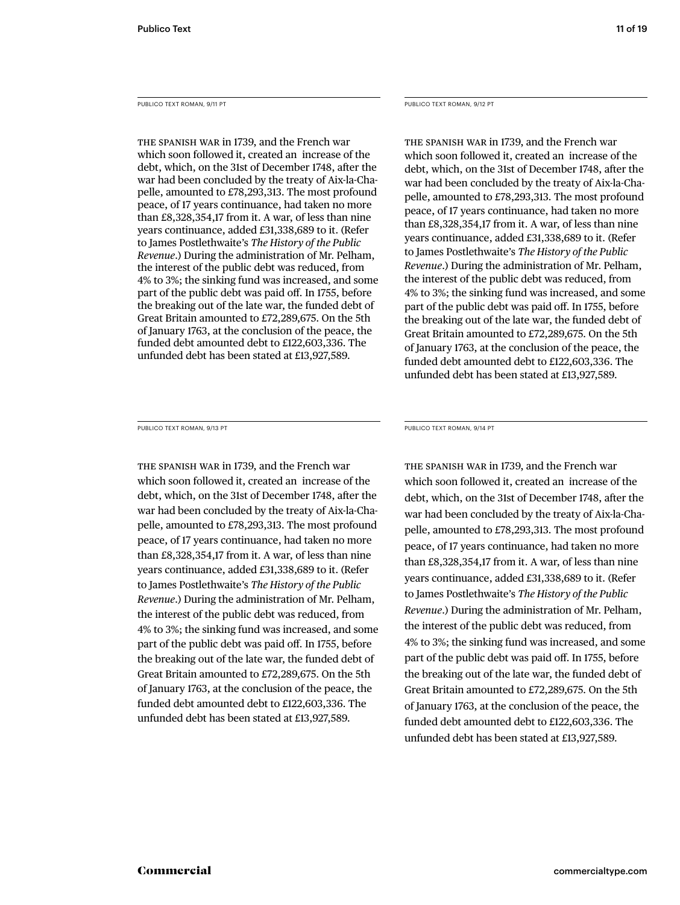PUBLICO TEXT ROMAN, 9/11 PT

THE SPANISH WAR in 1739, and the French war which soon followed it, created an increase of the debt, which, on the 31st of December 1748, after the war had been concluded by the treaty of Aix-la-Chapelle, amounted to £78,293,313. The most profound peace, of 17 years continuance, had taken no more than £8,328,354,17 from it. A war, of less than nine years continuance, added £31,338,689 to it. (Refer to James Postlethwaite's *The History of the Public Revenue*.) During the administration of Mr. Pelham, the interest of the public debt was reduced, from 4% to 3%; the sinking fund was increased, and some part of the public debt was paid off. In 1755, before the breaking out of the late war, the funded debt of Great Britain amounted to £72,289,675. On the 5th of January 1763, at the conclusion of the peace, the funded debt amounted debt to £122,603,336. The unfunded debt has been stated at £13,927,589.

PUBLICO TEXT ROMAN, 9/12 PT

THE SPANISH WAR in 1739, and the French war which soon followed it, created an increase of the debt, which, on the 31st of December 1748, after the war had been concluded by the treaty of Aix-la-Chapelle, amounted to £78,293,313. The most profound peace, of 17 years continuance, had taken no more than £8,328,354,17 from it. A war, of less than nine years continuance, added £31,338,689 to it. (Refer to James Postlethwaite's *The History of the Public Revenue*.) During the administration of Mr. Pelham, the interest of the public debt was reduced, from 4% to 3%; the sinking fund was increased, and some part of the public debt was paid off. In 1755, before the breaking out of the late war, the funded debt of Great Britain amounted to £72,289,675. On the 5th of January 1763, at the conclusion of the peace, the funded debt amounted debt to £122,603,336. The unfunded debt has been stated at £13,927,589.

PUBLICO TEXT ROMAN, 9/13 PT

THE SPANISH WAR in 1739, and the French war which soon followed it, created an increase of the debt, which, on the 31st of December 1748, after the war had been concluded by the treaty of Aix-la-Chapelle, amounted to £78,293,313. The most profound peace, of 17 years continuance, had taken no more than £8,328,354,17 from it. A war, of less than nine years continuance, added £31,338,689 to it. (Refer to James Postlethwaite's *The History of the Public Revenue*.) During the administration of Mr. Pelham, the interest of the public debt was reduced, from 4% to 3%; the sinking fund was increased, and some part of the public debt was paid off. In 1755, before the breaking out of the late war, the funded debt of Great Britain amounted to £72,289,675. On the 5th of January 1763, at the conclusion of the peace, the funded debt amounted debt to £122,603,336. The unfunded debt has been stated at £13,927,589.

PUBLICO TEXT ROMAN, 9/14 PT

THE SPANISH WAR in 1739, and the French war which soon followed it, created an increase of the debt, which, on the 31st of December 1748, after the war had been concluded by the treaty of Aix-la-Chapelle, amounted to £78,293,313. The most profound peace, of 17 years continuance, had taken no more than £8,328,354,17 from it. A war, of less than nine years continuance, added £31,338,689 to it. (Refer to James Postlethwaite's *The History of the Public Revenue*.) During the administration of Mr. Pelham, the interest of the public debt was reduced, from 4% to 3%; the sinking fund was increased, and some part of the public debt was paid off. In 1755, before the breaking out of the late war, the funded debt of Great Britain amounted to £72,289,675. On the 5th of January 1763, at the conclusion of the peace, the funded debt amounted debt to £122,603,336. The unfunded debt has been stated at £13,927,589.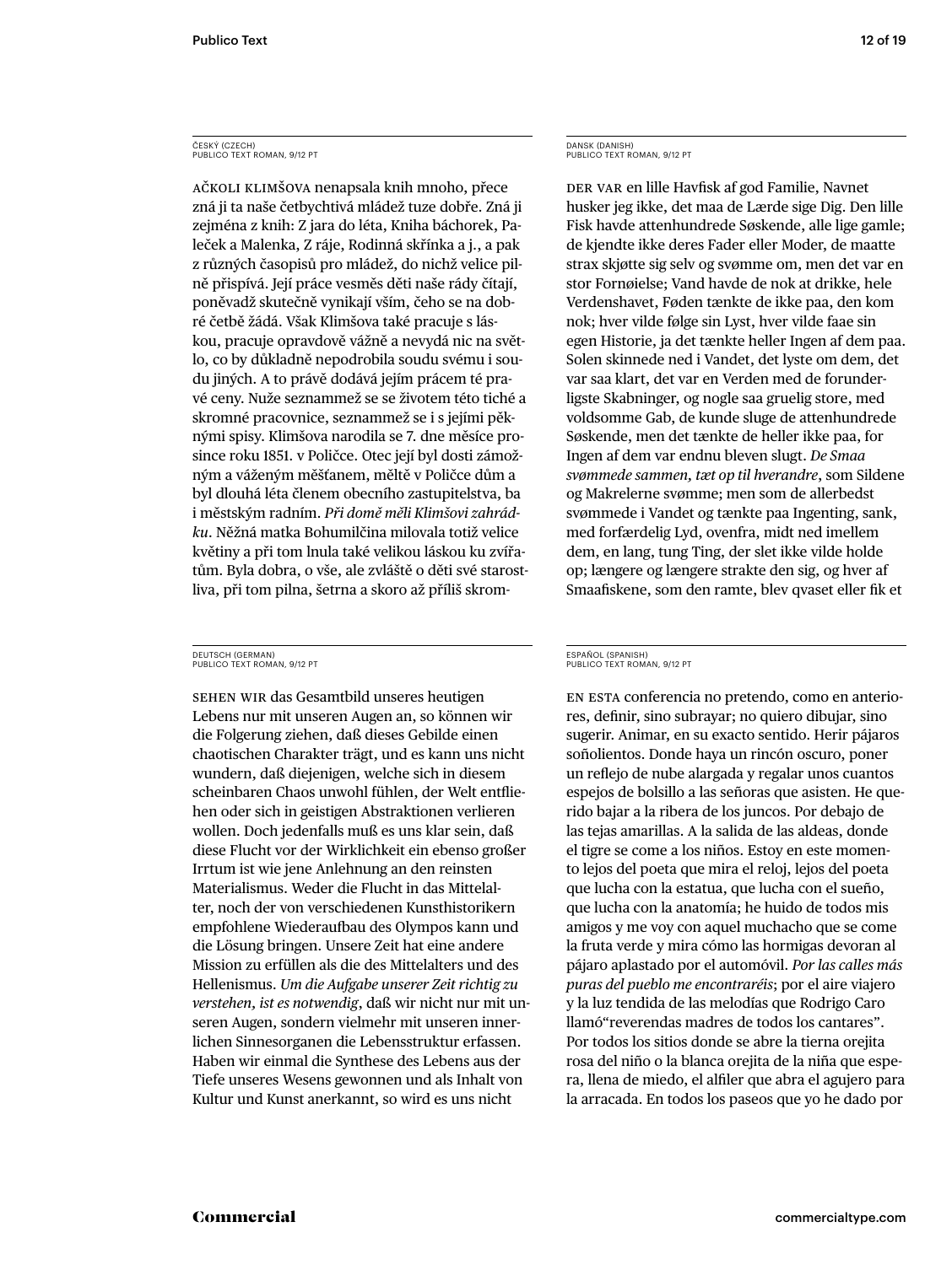ČESKÝ (CZECH)
PUBLICO TEXT ROMAN, 9/12 PT

AČKOLI KLIMŠOVA nenapsala knih mnoho, přece zná ji ta naše četbychtivá mládež tuze dobře. Zná ji zejména z knih: Z jara do léta, Kniha báchorek, Paleček a Malenka, Z ráje, Rodinná skřínka a j., a pak z různých časopisů pro mládež, do nichž velice pilně přispívá. Její práce vesměs děti naše rády čítají, poněvadž skutečně vynikají vším, čeho se na dobré četbě žádá. Však Klimšova také pracuje s láskou, pracuje opravdově vážně a nevydá nic na světlo, co by důkladně nepodrobila soudu svému i soudu jiných. A to právě dodává jejím prácem té pravé ceny. Nuže seznammež se se životem této tiché a skromné pracovnice, seznammež se i s jejími pěknými spisy. Klimšova narodila se 7. dne měsíce prosince roku 1851. v Poličce. Otec její byl dosti zámožným a váženým měšťanem, měltě v Poličce dům a byl dlouhá léta členem obecního zastupitelstva, ba i městským radním. *Při domě měli Klimšovi zahrádku*. Něžná matka Bohumilčina milovala totiž velice květiny a při tom lnula také velikou láskou ku zvířatům. Byla dobra, o vše, ale zvláště o děti své starostliva, při tom pilna, šetrna a skoro až příliš skrom-

DANSK (DANISH)
PUBLICO TEXT ROMAN, 9/12 PT

DER VAR en lille Havfisk af god Familie, Navnet husker jeg ikke, det maa de Lærde sige Dig. Den lille Fisk havde attenhundrede Søskende, alle lige gamle; de kjendte ikke deres Fader eller Moder, de maatte strax skjøtte sig selv og svømme om, men det var en stor Fornøielse; Vand havde de nok at drikke, hele Verdenshavet, Føden tænkte de ikke paa, den kom nok; hver vilde følge sin Lyst, hver vilde faae sin egen Historie, ja det tænkte heller Ingen af dem paa. Solen skinnede ned i Vandet, det lyste om dem, det var saa klart, det var en Verden med de forunderligste Skabninger, og nogle saa gruelig store, med voldsomme Gab, de kunde sluge de attenhundrede Søskende, men det tænkte de heller ikke paa, for Ingen af dem var endnu bleven slugt. *De Smaa svømmede sammen, tæt op til hverandre*, som Sildene og Makrelerne svømme; men som de allerbedst svømmede i Vandet og tænkte paa Ingenting, sank, med forfærdelig Lyd, ovenfra, midt ned imellem dem, en lang, tung Ting, der slet ikke vilde holde op; længere og længere strakte den sig, og hver af Smaafiskene, som den ramte, blev qvaset eller fik et

DEUTSCH (GERMAN)
PUBLICO TEXT ROMAN, 9/12 PT

SEHEN WIR das Gesamtbild unseres heutigen Lebens nur mit unseren Augen an, so können wir die Folgerung ziehen, daß dieses Gebilde einen chaotischen Charakter trägt, und es kann uns nicht wundern, daß diejenigen, welche sich in diesem scheinbaren Chaos unwohl fühlen, der Welt entfliehen oder sich in geistigen Abstraktionen verlieren wollen. Doch jedenfalls muß es uns klar sein, daß diese Flucht vor der Wirklichkeit ein ebenso großer Irrtum ist wie jene Anlehnung an den reinsten Materialismus. Weder die Flucht in das Mittelalter, noch der von verschiedenen Kunsthistorikern empfohlene Wiederaufbau des Olympos kann und die Lösung bringen. Unsere Zeit hat eine andere Mission zu erfüllen als die des Mittelalters und des Hellenismus. *Um die Aufgabe unserer Zeit richtig zu verstehen, ist es notwendig*, daß wir nicht nur mit unseren Augen, sondern vielmehr mit unseren innerlichen Sinnesorganen die Lebensstruktur erfassen. Haben wir einmal die Synthese des Lebens aus der Tiefe unseres Wesens gewonnen und als Inhalt von Kultur und Kunst anerkannt, so wird es uns nicht

ESPAÑOL (SPANISH)
PUBLICO TEXT ROMAN, 9/12 PT

EN ESTA conferencia no pretendo, como en anteriores, definir, sino subrayar; no quiero dibujar, sino sugerir. Animar, en su exacto sentido. Herir pájaros soñolientos. Donde haya un rincón oscuro, poner un reflejo de nube alargada y regalar unos cuantos espejos de bolsillo a las señoras que asisten. He querido bajar a la ribera de los juncos. Por debajo de las tejas amarillas. A la salida de las aldeas, donde el tigre se come a los niños. Estoy en este momento lejos del poeta que mira el reloj, lejos del poeta que lucha con la estatua, que lucha con el sueño, que lucha con la anatomía; he huido de todos mis amigos y me voy con aquel muchacho que se come la fruta verde y mira cómo las hormigas devoran al pájaro aplastado por el automóvil. *Por las calles más puras del pueblo me encontraréis*; por el aire viajero y la luz tendida de las melodías que Rodrigo Caro llamó“reverendas madres de todos los cantares”. Por todos los sitios donde se abre la tierna orejita rosa del niño o la blanca orejita de la niña que espera, llena de miedo, el alfiler que abra el agujero para la arracada. En todos los paseos que yo he dado por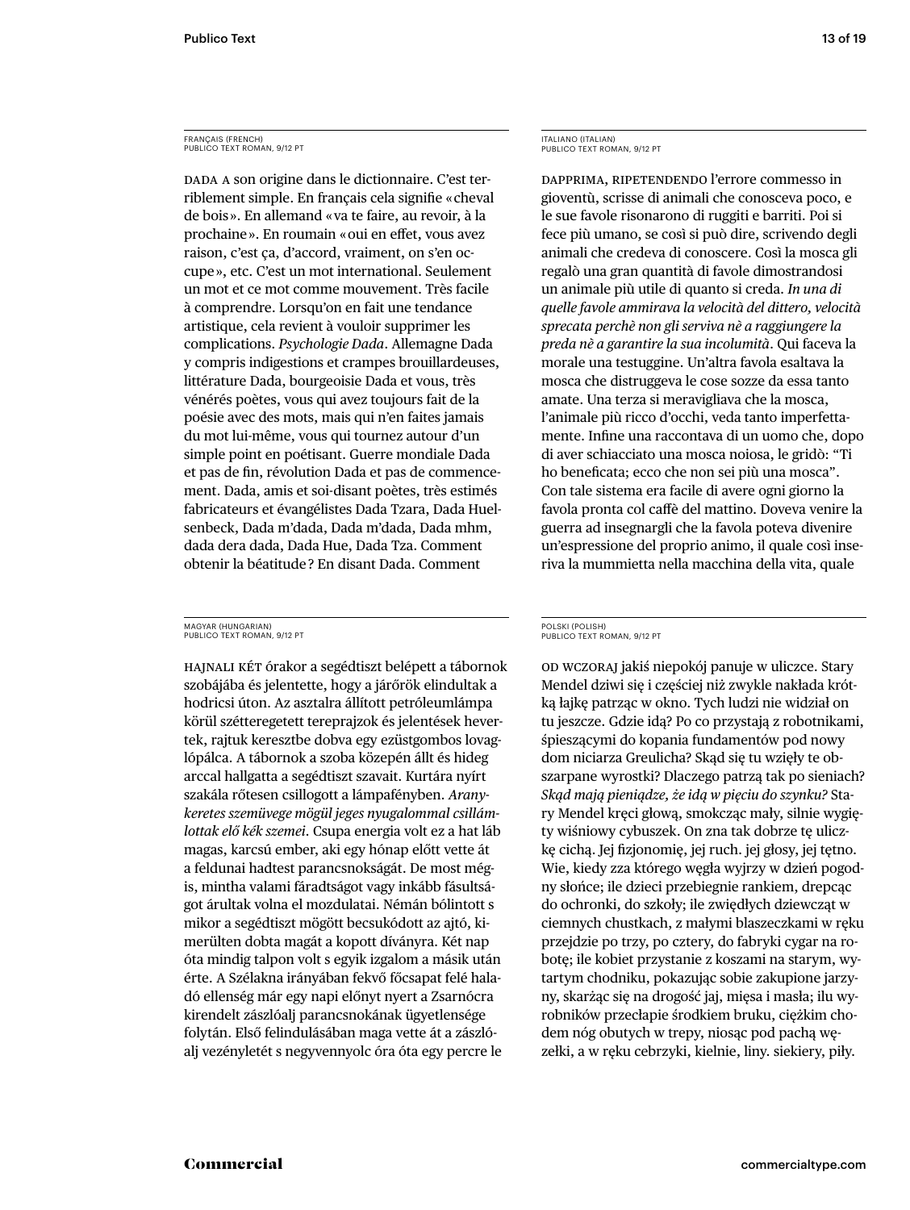FRANÇAIS (FRENCH)
PUBLICO TEXT ROMAN, 9/12 PT

DADA A son origine dans le dictionnaire. C'est terriblement simple. En français cela signifie «cheval de bois». En allemand «va te faire, au revoir, à la prochaine». En roumain «oui en effet, vous avez raison, c'est ça, d'accord, vraiment, on s'en occupe», etc. C'est un mot international. Seulement un mot et ce mot comme mouvement. Très facile à comprendre. Lorsqu'on en fait une tendance artistique, cela revient à vouloir supprimer les complications. *Psychologie Dada*. Allemagne Dada y compris indigestions et crampes brouillardeuses, littérature Dada, bourgeoisie Dada et vous, très vénérés poètes, vous qui avez toujours fait de la poésie avec des mots, mais qui n'en faites jamais du mot lui-même, vous qui tournez autour d'un simple point en poétisant. Guerre mondiale Dada et pas de fin, révolution Dada et pas de commencement. Dada, amis et soi-disant poètes, très estimés fabricateurs et évangélistes Dada Tzara, Dada Huelsenbeck, Dada m'dada, Dada m'dada, Dada mhm, dada dera dada, Dada Hue, Dada Tza. Comment obtenir la béatitude? En disant Dada. Comment

ITALIANO (ITALIAN)
PUBLICO TEXT ROMAN, 9/12 PT

DAPPRIMA, RIPETENDENDO l'errore commesso in gioventù, scrisse di animali che conosceva poco, e le sue favole risonarono di ruggiti e barriti. Poi si fece più umano, se così si può dire, scrivendo degli animali che credeva di conoscere. Così la mosca gli regalò una gran quantità di favole dimostrandosi un animale più utile di quanto si creda. *In una di quelle favole ammirava la velocità del dittero, velocità sprecata perchè non gli serviva nè a raggiungere la preda nè a garantire la sua incolumità*. Qui faceva la morale una testuggine. Un'altra favola esaltava la mosca che distruggeva le cose sozze da essa tanto amate. Una terza si meravigliava che la mosca, l'animale più ricco d'occhi, veda tanto imperfettamente. Infine una raccontava di un uomo che, dopo di aver schiacciato una mosca noiosa, le gridò: "Ti ho beneficata; ecco che non sei più una mosca". Con tale sistema era facile di avere ogni giorno la favola pronta col caffè del mattino. Doveva venire la guerra ad insegnargli che la favola poteva divenire un'espressione del proprio animo, il quale così inseriva la mummietta nella macchina della vita, quale

MAGYAR (HUNGARIAN)
PUBLICO TEXT ROMAN, 9/12 PT

HAJNALI KÉT órakor a segédtiszt belépett a tábornok szobájába és jelentette, hogy a járőrök elindultak a hodricsi úton. Az asztalra állított petróleumlámpa körül szétteregetett tereprajzok és jelentések hevertek, rajtuk keresztbe dobva egy ezüstgombos lovaglópálca. A tábornok a szoba közepén állt és hideg arccal hallgatta a segédtiszt szavait. Kurtára nyírt szakála rőtesen csillogott a lámpafényben. *Aranykeretes szemüvege mögül jeges nyugalommal csillámlottak elő kék szemei*. Csupa energia volt ez a hat láb magas, karcsú ember, aki egy hónap előtt vette át a feldunai hadtest parancsnokságát. De most mégis, mintha valami fáradtságot vagy inkább fásultságot árultak volna el mozdulatai. Némán bólintott s mikor a segédtiszt mögött becsukódott az ajtó, kimerülten dobta magát a kopott díványra. Két nap óta mindig talpon volt s egyik izgalom a másik után érte. A Szélakna irányában fekvő főcsapat felé haladó ellenség már egy napi előnyt nyert a Zsarnócra kirendelt zászlóalj parancsnokának ügyetlensége folytán. Első felindulásában maga vette át a zászlóalj vezényletét s negyvennyolc óra óta egy percre le

POLSKI (POLISH)
PUBLICO TEXT ROMAN, 9/12 PT

OD WCZORAJ jakiś niepokój panuje w uliczce. Stary Mendel dziwi się i częściej niż zwykle nakłada krótką łajkę patrząc w okno. Tych ludzi nie widział on tu jeszcze. Gdzie idą? Po co przystają z robotnikami, śpieszącymi do kopania fundamentów pod nowy dom niciarza Greulicha? Skąd się tu wzięły te obszarpane wyrostki? Dlaczego patrzą tak po sieniach? *Skąd mają pieniądze, że idą w pięciu do szynku?* Stary Mendel kręci głową, smokcząc mały, silnie wygięty wiśniowy cybuszek. On zna tak dobrze tę uliczkę cichą. Jej fizjonomię, jej ruch. jej głosy, jej tętno. Wie, kiedy zza którego węgła wyjrzy w dzień pogodny słońce; ile dzieci przebiegnie rankiem, drepcąc do ochronki, do szkoły; ile zwiędłych dziewcząt w ciemnych chustkach, z małymi blaszeczkami w ręku przejdzie po trzy, po cztery, do fabryki cygar na robotę; ile kobiet przystanie z koszami na starym, wytartym chodniku, pokazując sobie zakupione jarzyny, skarżąc się na drogość jaj, mięsa i masła; ilu wyrobników przecłapie środkiem bruku, ciężkim chodem nóg obutych w trepy, niosąc pod pachą węzełki, a w ręku cebrzyki, kielnie, liny. siekiery, piły.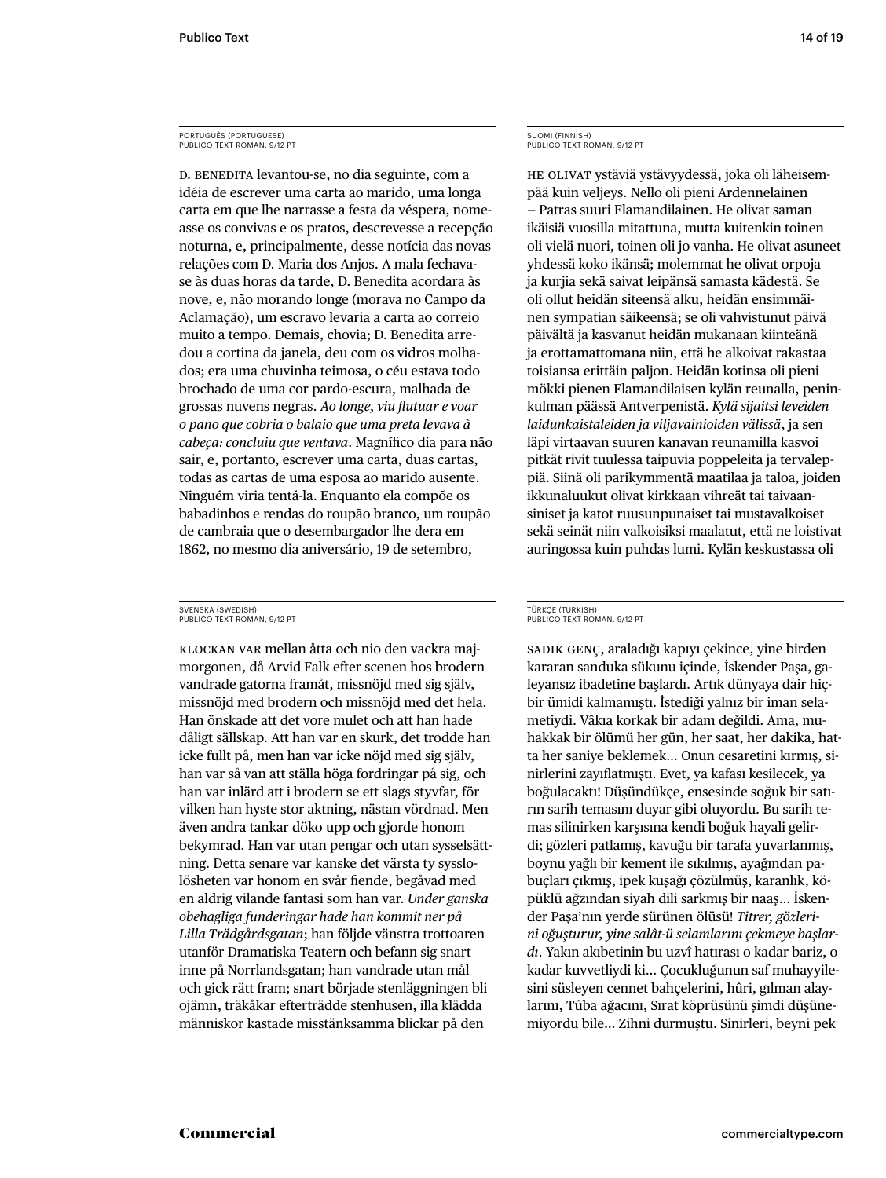PORTUGUÊS (PORTUGUESE)
PUBLICO TEXT ROMAN, 9/12 PT

D. BENEDITA levantou-se, no dia seguinte, com a idéia de escrever uma carta ao marido, uma longa carta em que lhe narrasse a festa da véspera, nomeasse os convivas e os pratos, descrevesse a recepção noturna, e, principalmente, desse notícia das novas relações com D. Maria dos Anjos. A mala fechava-se às duas horas da tarde, D. Benedita acordara às nove, e, não morando longe (morava no Campo da Aclamação), um escravo levaria a carta ao correio muito a tempo. Demais, chovia; D. Benedita arredou a cortina da janela, deu com os vidros molhados; era uma chuvinha teimosa, o céu estava todo brochado de uma cor pardo-escura, malhada de grossas nuvens negras. *Ao longe, viu flutuar e voar o pano que cobria o balaio que uma preta levava à cabeça: concluiu que ventava*. Magnífico dia para não sair, e, portanto, escrever uma carta, duas cartas, todas as cartas de uma esposa ao marido ausente. Ninguém viria tentá-la. Enquanto ela compõe os babadinhos e rendas do roupão branco, um roupão de cambraia que o desembargador lhe dera em 1862, no mesmo dia aniversário, 19 de setembro,

SUOMI (FINNISH)
PUBLICO TEXT ROMAN, 9/12 PT

HE OLIVAT ystäviä ystävyydessä, joka oli läheisempää kuin veljeys. Nello oli pieni Ardennelainen – Patras suuri Flamandilainen. He olivat saman ikäisiä vuosilla mitattuna, mutta kuitenkin toinen oli vielä nuori, toinen oli jo vanha. He olivat asuneet yhdessä koko ikänsä; molemmat he olivat orpoja ja kurjia sekä saivat leipänsä samasta kädestä. Se oli ollut heidän siteensä alku, heidän ensimmäinen sympatian säikeensä; se oli vahvistunut päivä päivältä ja kasvanut heidän mukanaan kiinteänä ja erottamattomana niin, että he alkoivat rakastaa toisiansa erittäin paljon. Heidän kotinsa oli pieni mökki pienen Flamandilaisen kylän reunalla, peninkulman päässä Antverpenistä. *Kylä sijaitsi leveiden laidunkaistaleiden ja viljavainioiden välissä*, ja sen läpi virtaavan suuren kanavan reunamilla kasvoi pitkät rivit tuulessa taipuvia poppeleita ja tervaleppiä. Siinä oli parikymmentä maatilaa ja taloa, joiden ikkunaluukut olivat kirkkaan vihreät tai taivaansiniset ja katot ruusunpunaiset tai mustavalkoiset sekä seinät niin valkoisiksi maalatut, että ne loistivat auringossa kuin puhdas lumi. Kylän keskustassa oli

SVENSKA (SWEDISH)
PUBLICO TEXT ROMAN, 9/12 PT

KLOCKAN VAR mellan åtta och nio den vackra majmorgonen, då Arvid Falk efter scenen hos brodern vandrade gatorna framåt, missnöjd med sig själv, missnöjd med brodern och missnöjd med det hela. Han önskade att det vore mulet och att han hade dåligt sällskap. Att han var en skurk, det trodde han icke fullt på, men han var icke nöjd med sig själv, han var så van att ställa höga fordringar på sig, och han var inlärd att i brodern se ett slags styvfar, för vilken han hyste stor aktning, nästan vördnad. Men även andra tankar döko upp och gjorde honom bekymrad. Han var utan pengar och utan sysselsättning. Detta senare var kanske det värsta ty sysslolösheten var honom en svår fiende, begåvad med en aldrig vilande fantasi som han var. *Under ganska obehagliga funderingar hade han kommit ner på Lilla Trädgårdsgatan*; han följde vänstra trottoaren utanför Dramatiska Teatern och befann sig snart inne på Norrlandsgatan; han vandrade utan mål och gick rätt fram; snart började stenläggningen bli ojämn, träkåkar efterträdde stenhusen, illa klädda människor kastade misstänksamma blickar på den

TÜRKÇE (TURKISH)
PUBLICO TEXT ROMAN, 9/12 PT

SADIK GENÇ, araladığı kapıyı çekince, yine birden kararan sanduka sükunu içinde, İskender Paşa, galeyansız ibadetine başlardı. Artık dünyaya dair hiçbir ümidi kalmamıştı. İstediği yalnız bir iman selametiydi. Vâkıa korkak bir adam değildi. Ama, muhakkak bir ölümü her gün, her saat, her dakika, hatta her saniye beklemek… Onun cesaretini kırmış, sinirlerini zayıflatmıştı. Evet, ya kafası kesilecek, ya boğulacaktı! Düşündükçe, ensesinde soğuk bir satırın sarih temasını duyar gibi oluyordu. Bu sarih temas silinirken karşısına kendi boğuk hayali gelirdi; gözleri patlamış, kavuğu bir tarafa yuvarlanmış, boynu yağlı bir kement ile sıkılmış, ayağından pabuçları çıkmış, ipek kuşağı çözülmüş, karanlık, köpüklü ağzından siyah dili sarkmış bir naaş… İskender Paşa'nın yerde sürünen ölüsü! *Titrer, gözlerini oğuşturur, yine salât-ü selamlarını çekmeye başlardı*. Yakın akıbetinin bu uzvî hatırası o kadar bariz, o kadar kuvvetliydi ki… Çocukluğunun saf muhayyilesini süsleyen cennet bahçelerini, hûri, gılman alaylarını, Tûba ağacını, Sırat köprüsünü şimdi düşünemiyordu bile… Zihni durmuştu. Sinirleri, beyni pek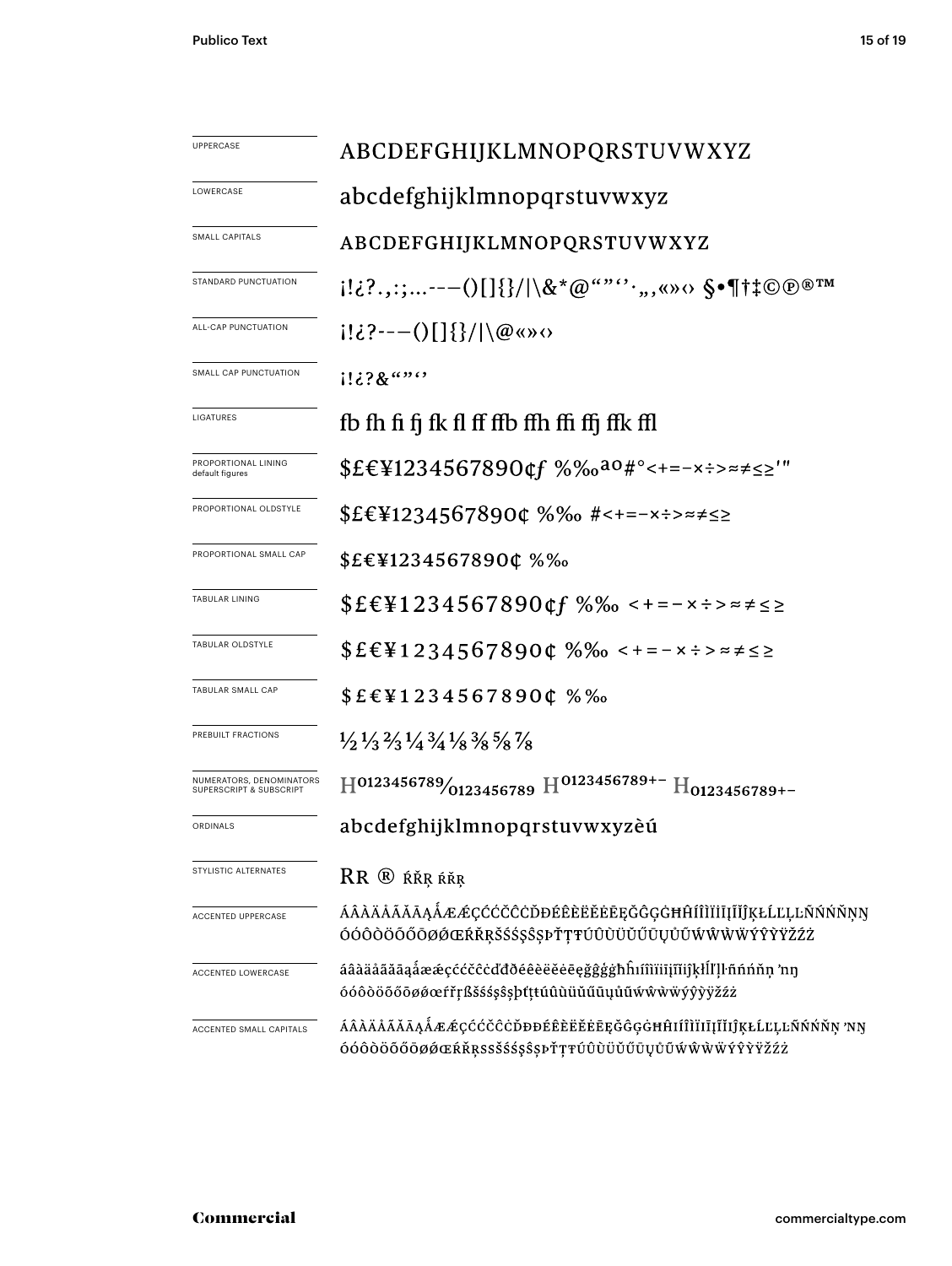| | |
|---|---|
| UPPERCASE | ABCDEFGHIJKLMNOPQRSTUVWXYZ |
| LOWERCASE | abcdefghijklmnopqrstuvwxyz |
| SMALL CAPITALS | ABCDEFGHIJKLMNOPQRSTUVWXYZ |
| STANDARD PUNCTUATION | ¡!¿?.,:;…‐–—()[]{}/\|\&*@""''·„‚«»‹› §•¶†‡©℗®™ |
| ALL-CAP PUNCTUATION | ¡!¿?‐–—()[]{}/\|\@«»‹› |
| SMALL CAP PUNCTUATION | ¡!¿?&""'' |
| LIGATURES | fb fh fi fj fk fl ff ffb ffh ffi ffj ffk ffl |
| PROPORTIONAL LINING default figures | $£€¥1234567890¢ƒ %‰ªº#°<+=−×÷>≈≠≤≥'″ |
| PROPORTIONAL OLDSTYLE | $£€¥1234567890¢ %‰ #<+=−×÷>≈≠≤≥ |
| PROPORTIONAL SMALL CAP | $£€¥1234567890¢ %‰ |
| TABULAR LINING | $£€¥1234567890¢ƒ %‰ <+=−×÷>≈≠≤≥ |
| TABULAR OLDSTYLE | $£€¥1234567890¢ %‰ <+=−×÷>≈≠≤≥ |
| TABULAR SMALL CAP | $£€¥1234567890¢ %‰ |
| PREBUILT FRACTIONS | ½ ⅓ ⅔ ¼ ¾ ⅛ ⅜ ⅝ ⅞ |
| NUMERATORS, DENOMINATORS SUPERSCRIPT & SUBSCRIPT | H⁰¹²³⁴⁵⁶⁷⁸⁹⁄₀₁₂₃₄₅₆₇₈₉ H⁰¹²³⁴⁵⁶⁷⁸⁹⁺⁻ H₀₁₂₃₄₅₆₇₈₉₊₋ |
| ORDINALS | abcdefghijklmnopqrstuvwxyzèú |
| STYLISTIC ALTERNATES | RR ® ŔŘŖ ŔŘŖ |
| ACCENTED UPPERCASE | ÁÂÀÄÅÃĂĀĄǺÆǼÇĆĈČĊĎĐÉÊÈËĔĖĒĘĞĜĢĠĦĤÍÎÌÏĬİĪĮĨĴĶŁĹĽĻĿÑŃŅŇŊ ÓÔÒÖÕŐŌØǾŒŔŘŖŠŚŞŜȘÞŤŢŦÚÛÙÜŬŰŪŲŮŨẂŴẀẄÝŶỲŸŽŹŻ |
| ACCENTED LOWERCASE | áâàäåãăāąǻæǽçćĉčċďđðéêèëĕėēęğĝģġħĥıíîìïĭiīįĩĵķłĺľļŀñńņňŉŋ óôòöõőōøǿœŕřŗßšśşŝșþťţŧúûùüŭűūųůũẃŵẁẅýŷỳÿžźż |
| ACCENTED SMALL CAPITALS | ÁÂÀÄÅÃĂĀĄǺÆǼÇĆĈČĊĎĐÐÉÊÈËĔĖĒĘĞĜĢĠĦĤIÍÎÌÏĬĪĮĨĴĶŁĹĽĻĿÑŃŅŇ ʼNŊ ÓÔÒÖÕŐŌØǾŒŔŘŖSSŠŚŞŜȘÞŤŢŦÚÛÙÜŬŰŪŲŮŨẂŴẀẄÝŶỲŸŽŹŻ |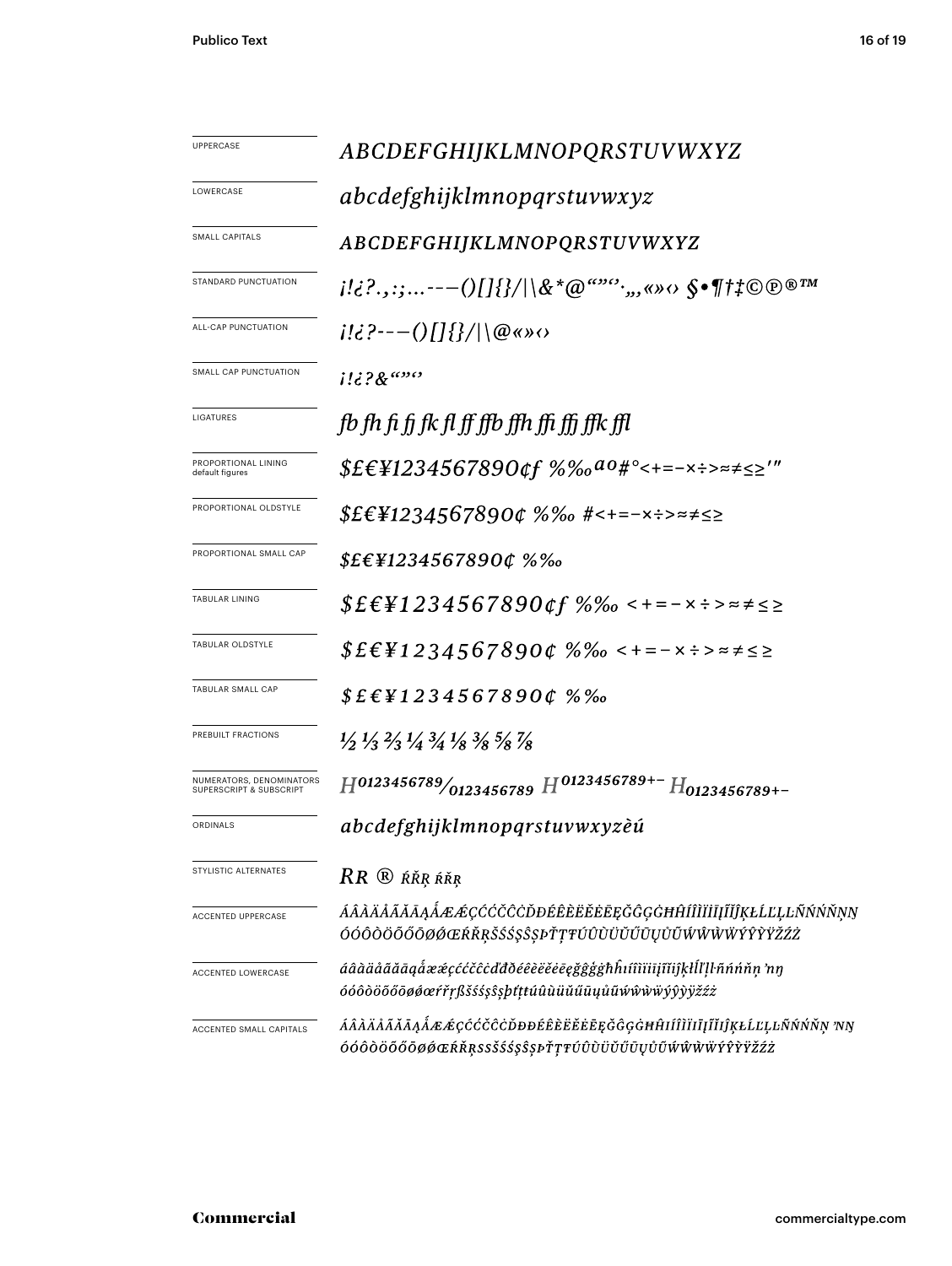| | |
|---|---|
| UPPERCASE | *ABCDEFGHIJKLMNOPQRSTUVWXYZ* |
| LOWERCASE | *abcdefghijklmnopqrstuvwxyz* |
| SMALL CAPITALS | *ABCDEFGHIJKLMNOPQRSTUVWXYZ* |
| STANDARD PUNCTUATION | *¡!¿?.,:;…---()[]{}/\|\\&*@“”‘’·‚„«»‹› §•¶†‡©℗®™* |
| ALL-CAP PUNCTUATION | *¡!¿?---()[]{}/\|\\@«»‹›* |
| SMALL CAP PUNCTUATION | *¡!¿?&“”‘’* |
| LIGATURES | *fb fh fi fj fk fl ff ffb ffh ffi ffj ffk ffl* |
| PROPORTIONAL LINING default figures | *$£€¥1234567890¢ƒ %‰ªº#°<+=−×÷>≈≠≤≥′″* |
| PROPORTIONAL OLDSTYLE | *$£€¥1234567890¢ %‰ #<+=−×÷>≈≠≤≥* |
| PROPORTIONAL SMALL CAP | *$£€¥1234567890¢ %‰* |
| TABULAR LINING | *$£€¥1234567890¢ƒ %‰ <+=−×÷>≈≠≤≥* |
| TABULAR OLDSTYLE | *$£€¥1234567890¢ %‰ <+=−×÷>≈≠≤≥* |
| TABULAR SMALL CAP | *$£€¥1234567890¢ %‰* |
| PREBUILT FRACTIONS | *½ ⅓ ⅔ ¼ ¾ ⅛ ⅜ ⅝ ⅞* |
| NUMERATORS, DENOMINATORS SUPERSCRIPT & SUBSCRIPT | *$H^{0123456789}/_{0123456789}$ $H^{0123456789+-}$ $H_{0123456789+-}$* |
| ORDINALS | *abcdefghijklmnopqrstuvwxyzèú* |
| STYLISTIC ALTERNATES | *RR ® ŔŘŖ ŔŘŖ* |
| ACCENTED UPPERCASE | *ÁÂÀÄÅÃĂĀĄǺÆǼÇĆČĈĊĎĐÉÊÈËĔĖĒĘĞĜĢĠĦĤÍÎÌÏĬĪĮĨĴĶŁĹĽĻĿÑŃŇŅŊ ÓÔÒÖÕŐŌØǾŒŔŘŖŠŚŞŜȘÞŤŢŦÚÛÙÜŬŰŪŲŮŨẂŴẀẄÝŶỲŸŽŹŻ* |
| ACCENTED LOWERCASE | *áâàäåãăāąǻæǽçćčĉċďđðéêèëĕėēęğĝģġħĥıíîìïĭīįĩĵķłĺľļŀñńňņŉŋ óôòöõőōøǿœŕřŗßšśşŝșþťţŧúûùüŭűūųůũẃŵẁẅýŷỳÿžźż* |
| ACCENTED SMALL CAPITALS | *ÁÂÀÄÅÃĂĀĄǺÆǼÇĆČĈĊĎĐÐÉÊÈËĔĖĒĘĞĜĢĠĦĤIÍÎÌÏĬĪĮĨĴĶŁĹĽĻĿÑŃŇŅŉŊ ÓÔÒÖÕŐŌØǾŒŔŘŖSSŠŚŞŜȘÞŤŢŦÚÛÙÜŬŰŪŲŮŨẂŴẀẄÝŶỲŸŽŹŻ* |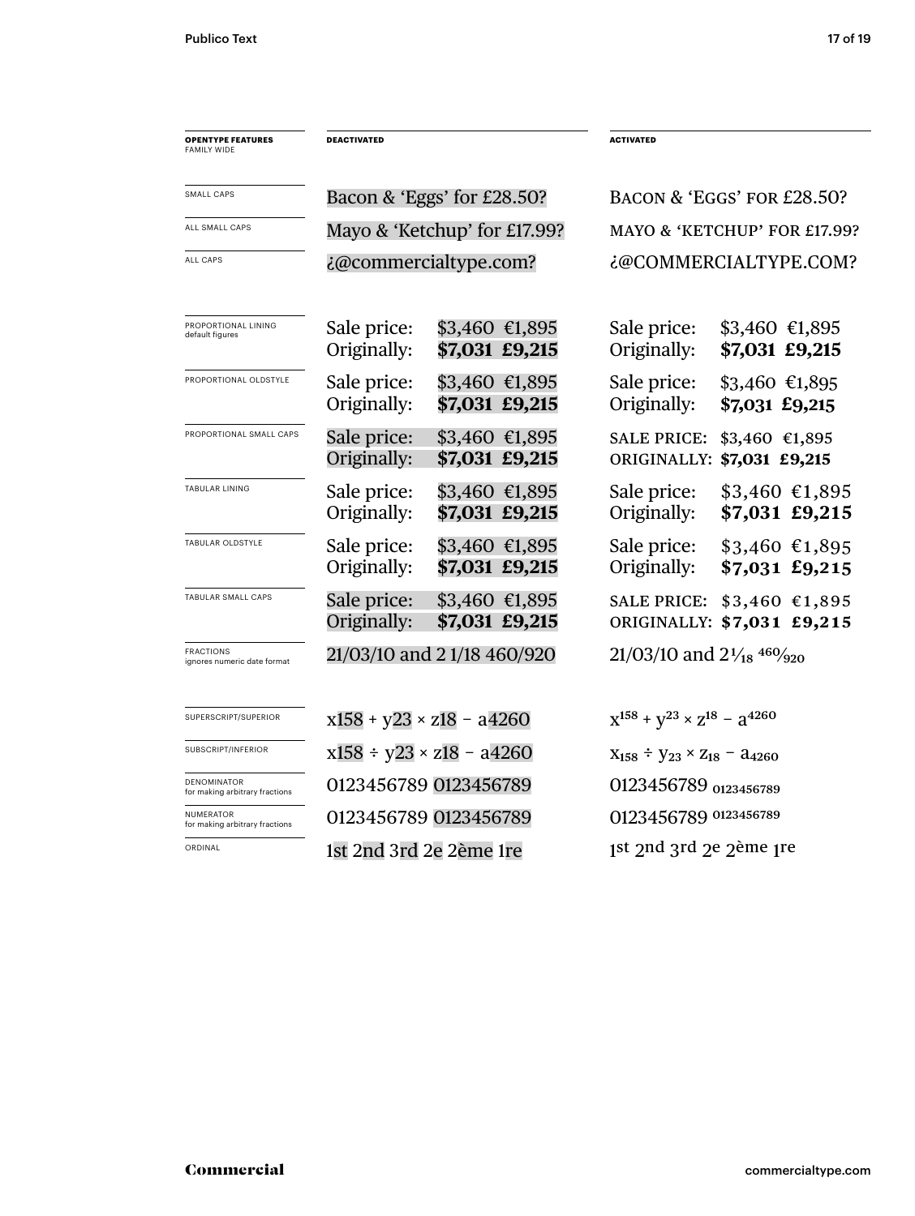| OPENTYPE FEATURES FAMILY WIDE | DEACTIVATED | ACTIVATED |
|---|---|---|
| SMALL CAPS | Bacon & 'Eggs' for £28.50? | BACON & 'EGGS' FOR £28.50? |
| ALL SMALL CAPS | Mayo & 'Ketchup' for £17.99? | MAYO & 'KETCHUP' FOR £17.99? |
| ALL CAPS | ¿@commercialtype.com? | ¿@COMMERCIALTYPE.COM? |
| PROPORTIONAL LINING default figures | Sale price: $3,460 €1,895<br>Originally: **$7,031 £9,215** | Sale price: $3,460 €1,895<br>Originally: **$7,031 £9,215** |
| PROPORTIONAL OLDSTYLE | Sale price: $3,460 €1,895<br>Originally: **$7,031 £9,215** | Sale price: $3,460 €1,895<br>Originally: **$7,031 £9,215** |
| PROPORTIONAL SMALL CAPS | Sale price: $3,460 €1,895<br>Originally: **$7,031 £9,215** | SALE PRICE: $3,460 €1,895<br>ORIGINALLY: **$7,031 £9,215** |
| TABULAR LINING | Sale price: $3,460 €1,895<br>Originally: **$7,031 £9,215** | Sale price: $3,460 €1,895<br>Originally: **$7,031 £9,215** |
| TABULAR OLDSTYLE | Sale price: $3,460 €1,895<br>Originally: **$7,031 £9,215** | Sale price: $3,460 €1,895<br>Originally: **$7,031 £9,215** |
| TABULAR SMALL CAPS | Sale price: $3,460 €1,895<br>Originally: **$7,031 £9,215** | SALE PRICE: $3,460 €1,895<br>ORIGINALLY: **$7,031 £9,215** |
| FRACTIONS ignores numeric date format | 21/03/10 and 2 1/18 460/920 | 21/03/10 and $2\frac{1}{18}$ $\frac{460}{920}$ |
| SUPERSCRIPT/SUPERIOR | x158 + y23 × z18 − a4260 | $x^{158} + y^{23} \times z^{18} - a^{4260}$ |
| SUBSCRIPT/INFERIOR | x158 ÷ y23 × z18 − a4260 | $x_{158} \div y_{23} \times z_{18} - a_{4260}$ |
| DENOMINATOR for making arbitrary fractions | 0123456789 0123456789 | 0123456789 $_{0123456789}$ |
| NUMERATOR for making arbitrary fractions | 0123456789 0123456789 | 0123456789 $^{0123456789}$ |
| ORDINAL | 1st 2nd 3rd 2e 2ème 1re | 1$^{st}$ 2$^{nd}$ 3$^{rd}$ 2$^{e}$ 2$^{ème}$ 1$^{re}$ |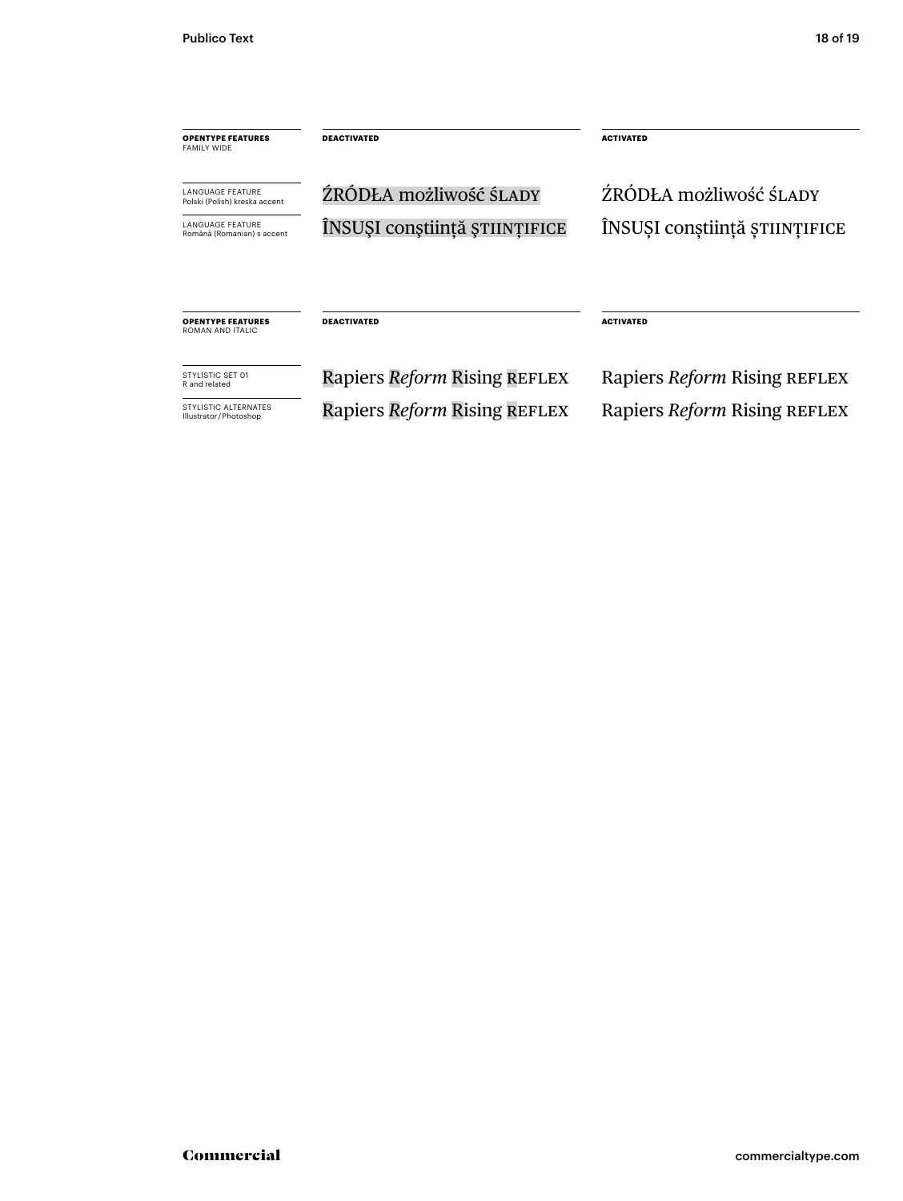| **OPENTYPE FEATURES** FAMILY WIDE | **DEACTIVATED** | **ACTIVATED** |
| --- | --- | --- |
| LANGUAGE FEATURE Polski (Polish) kreska accent | ŹRÓDŁA możliwość ŚLADY | ŹRÓDŁA możliwość ŚLADY |
| LANGUAGE FEATURE Română (Romanian) s accent | ÎNSUŞI conştiinţă ŞTIINŢIFICE | ÎNSUȘI conștiință ȘTIINȚIFICE |

| **OPENTYPE FEATURES** ROMAN AND ITALIC | **DEACTIVATED** | **ACTIVATED** |
| --- | --- | --- |
| STYLISTIC SET 01 R and related | Rapiers *Reform* Rising REFLEX | Rapiers *Reform* Rising REFLEX |
| STYLISTIC ALTERNATES Illustrator / Photoshop | Rapiers *Reform* Rising REFLEX | Rapiers *Reform* Rising REFLEX |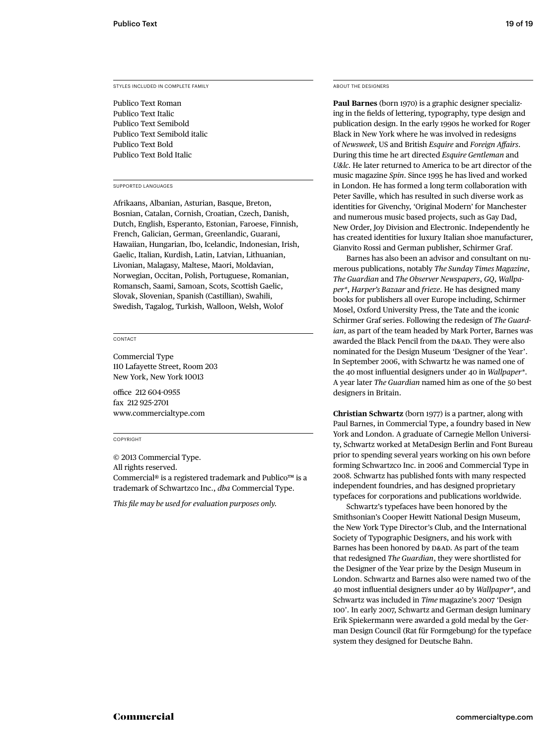## STYLES INCLUDED IN COMPLETE FAMILY

Publico Text Roman
Publico Text Italic
Publico Text Semibold
Publico Text Semibold italic
Publico Text Bold
Publico Text Bold Italic

## SUPPORTED LANGUAGES

Afrikaans, Albanian, Asturian, Basque, Breton, Bosnian, Catalan, Cornish, Croatian, Czech, Danish, Dutch, English, Esperanto, Estonian, Faroese, Finnish, French, Galician, German, Greenlandic, Guarani, Hawaiian, Hungarian, Ibo, Icelandic, Indonesian, Irish, Gaelic, Italian, Kurdish, Latin, Latvian, Lithuanian, Livonian, Malagasy, Maltese, Maori, Moldavian, Norwegian, Occitan, Polish, Portuguese, Romanian, Romansch, Saami, Samoan, Scots, Scottish Gaelic, Slovak, Slovenian, Spanish (Castillian), Swahili, Swedish, Tagalog, Turkish, Walloon, Welsh, Wolof

## CONTACT

Commercial Type
110 Lafayette Street, Room 203
New York, New York 10013

office 212 604-0955
fax 212 925-2701
www.commercialtype.com

## COPYRIGHT

© 2013 Commercial Type.
All rights reserved.
Commercial® is a registered trademark and Publico™ is a trademark of Schwartzco Inc., *dba* Commercial Type.

*This file may be used for evaluation purposes only.*

## ABOUT THE DESIGNERS

**Paul Barnes** (born 1970) is a graphic designer specializing in the fields of lettering, typography, type design and publication design. In the early 1990s he worked for Roger Black in New York where he was involved in redesigns of *Newsweek*, US and British *Esquire* and *Foreign Affairs*. During this time he art directed *Esquire Gentleman* and *U&lc*. He later returned to America to be art director of the music magazine *Spin*. Since 1995 he has lived and worked in London. He has formed a long term collaboration with Peter Saville, which has resulted in such diverse work as identities for Givenchy, 'Original Modern' for Manchester and numerous music based projects, such as Gay Dad, New Order, Joy Division and Electronic. Independently he has created identities for luxury Italian shoe manufacturer, Gianvito Rossi and German publisher, Schirmer Graf.

Barnes has also been an advisor and consultant on numerous publications, notably *The Sunday Times Magazine*, *The Guardian* and *The Observer Newspapers*, *GQ*, *Wallpaper\**, *Harper's Bazaar* and *frieze*. He has designed many books for publishers all over Europe including, Schirmer Mosel, Oxford University Press, the Tate and the iconic Schirmer Graf series. Following the redesign of *The Guardian*, as part of the team headed by Mark Porter, Barnes was awarded the Black Pencil from the D&AD. They were also nominated for the Design Museum 'Designer of the Year'. In September 2006, with Schwartz he was named one of the 40 most influential designers under 40 in *Wallpaper\**. A year later *The Guardian* named him as one of the 50 best designers in Britain.

**Christian Schwartz** (born 1977) is a partner, along with Paul Barnes, in Commercial Type, a foundry based in New York and London. A graduate of Carnegie Mellon University, Schwartz worked at MetaDesign Berlin and Font Bureau prior to spending several years working on his own before forming Schwartzco Inc. in 2006 and Commercial Type in 2008. Schwartz has published fonts with many respected independent foundries, and has designed proprietary typefaces for corporations and publications worldwide.

Schwartz's typefaces have been honored by the Smithsonian's Cooper Hewitt National Design Museum, the New York Type Director's Club, and the International Society of Typographic Designers, and his work with Barnes has been honored by D&AD. As part of the team that redesigned *The Guardian*, they were shortlisted for the Designer of the Year prize by the Design Museum in London. Schwartz and Barnes also were named two of the 40 most influential designers under 40 by *Wallpaper\**, and Schwartz was included in *Time* magazine's 2007 'Design 100'. In early 2007, Schwartz and German design luminary Erik Spiekermann were awarded a gold medal by the German Design Council (Rat für Formgebung) for the typeface system they designed for Deutsche Bahn.